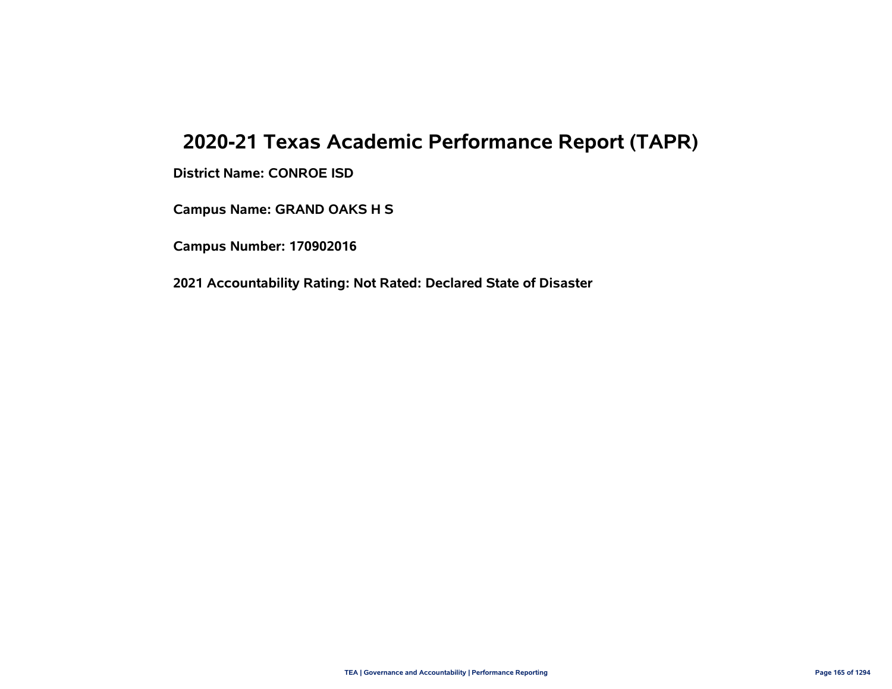# 2020-21 Texas Academic Performance Report (TAPR)

**District Name: CONROE ISD**

**Campus Name: GRAND OAKS H S**

**Campus Number: 170902016**

**2021 Accountability Rating: Not Rated: Declared State of Disaster**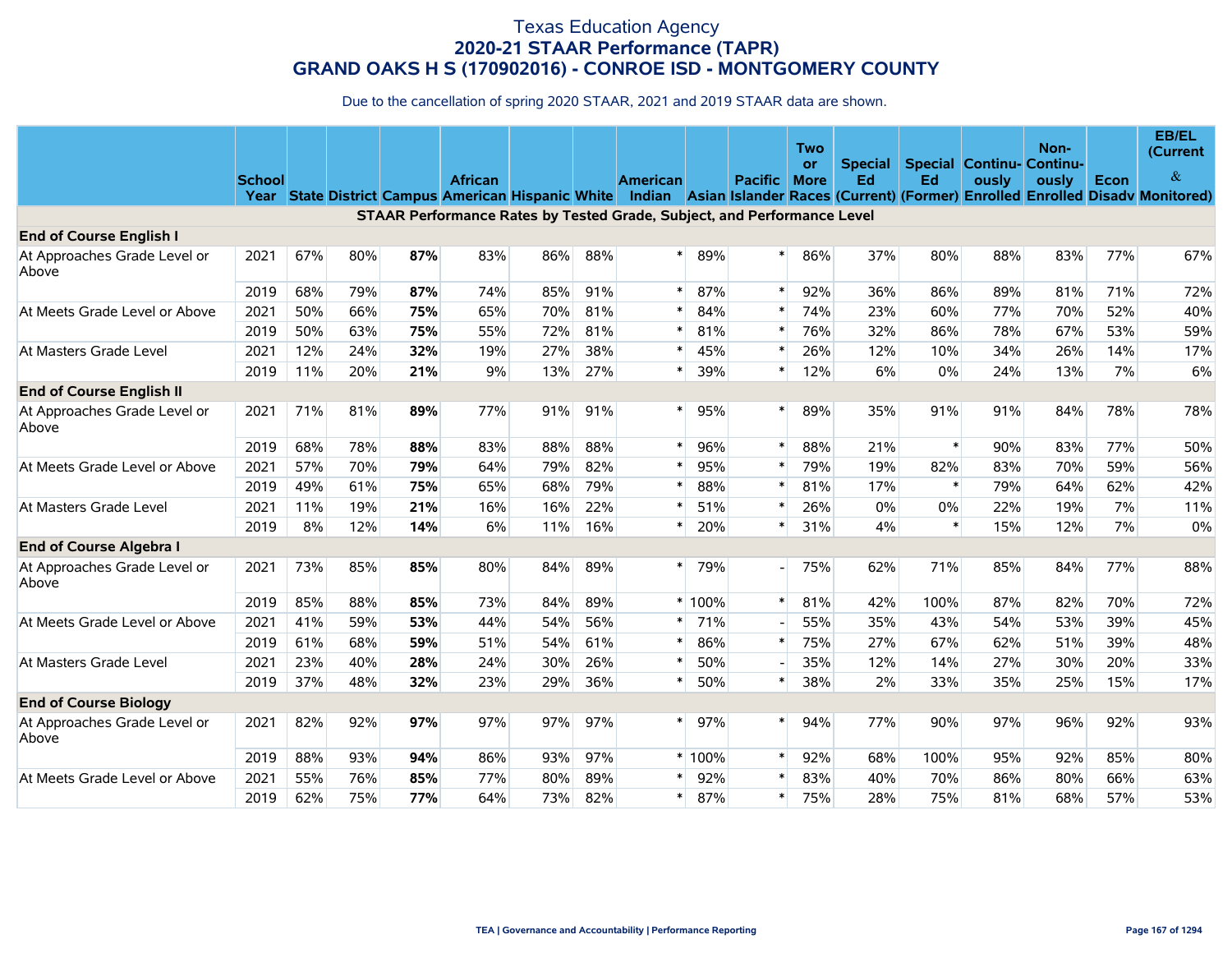# Texas Education Agency
## 2020-21 STAAR Performance (TAPR)
## GRAND OAKS H S (170902016) - CONROE ISD - MONTGOMERY COUNTY

Due to the cancellation of spring 2020 STAAR, 2021 and 2019 STAAR data are shown.

| | School Year | State | District | Campus | African American | Hispanic | White | American Indian | Asian | Pacific Islander | Two or More Races | Special Ed (Current) | Special Ed (Former) | Continuously Enrolled | Non-Continuously Enrolled | Econ Disadv | EB/EL (Current & Monitored) |
|---|---|---|---|---|---|---|---|---|---|---|---|---|---|---|---|---|---|
| **STAAR Performance Rates by Tested Grade, Subject, and Performance Level** | | | | | | | | | | | | | | | | | |
| **End of Course English I** | | | | | | | | | | | | | | | | | |
| At Approaches Grade Level or Above | 2021 | 67% | 80% | **87%** | 83% | 86% | 88% | * | 89% | * | 86% | 37% | 80% | 88% | 83% | 77% | 67% |
| | 2019 | 68% | 79% | **87%** | 74% | 85% | 91% | * | 87% | * | 92% | 36% | 86% | 89% | 81% | 71% | 72% |
| At Meets Grade Level or Above | 2021 | 50% | 66% | **75%** | 65% | 70% | 81% | * | 84% | * | 74% | 23% | 60% | 77% | 70% | 52% | 40% |
| | 2019 | 50% | 63% | **75%** | 55% | 72% | 81% | * | 81% | * | 76% | 32% | 86% | 78% | 67% | 53% | 59% |
| At Masters Grade Level | 2021 | 12% | 24% | **32%** | 19% | 27% | 38% | * | 45% | * | 26% | 12% | 10% | 34% | 26% | 14% | 17% |
| | 2019 | 11% | 20% | **21%** | 9% | 13% | 27% | * | 39% | * | 12% | 6% | 0% | 24% | 13% | 7% | 6% |
| **End of Course English II** | | | | | | | | | | | | | | | | | |
| At Approaches Grade Level or Above | 2021 | 71% | 81% | **89%** | 77% | 91% | 91% | * | 95% | * | 89% | 35% | 91% | 91% | 84% | 78% | 78% |
| | 2019 | 68% | 78% | **88%** | 83% | 88% | 88% | * | 96% | * | 88% | 21% | * | 90% | 83% | 77% | 50% |
| At Meets Grade Level or Above | 2021 | 57% | 70% | **79%** | 64% | 79% | 82% | * | 95% | * | 79% | 19% | 82% | 83% | 70% | 59% | 56% |
| | 2019 | 49% | 61% | **75%** | 65% | 68% | 79% | * | 88% | * | 81% | 17% | * | 79% | 64% | 62% | 42% |
| At Masters Grade Level | 2021 | 11% | 19% | **21%** | 16% | 16% | 22% | * | 51% | * | 26% | 0% | 0% | 22% | 19% | 7% | 11% |
| | 2019 | 8% | 12% | **14%** | 6% | 11% | 16% | * | 20% | * | 31% | 4% | * | 15% | 12% | 7% | 0% |
| **End of Course Algebra I** | | | | | | | | | | | | | | | | | |
| At Approaches Grade Level or Above | 2021 | 73% | 85% | **85%** | 80% | 84% | 89% | * | 79% | - | 75% | 62% | 71% | 85% | 84% | 77% | 88% |
| | 2019 | 85% | 88% | **85%** | 73% | 84% | 89% | * | 100% | * | 81% | 42% | 100% | 87% | 82% | 70% | 72% |
| At Meets Grade Level or Above | 2021 | 41% | 59% | **53%** | 44% | 54% | 56% | * | 71% | - | 55% | 35% | 43% | 54% | 53% | 39% | 45% |
| | 2019 | 61% | 68% | **59%** | 51% | 54% | 61% | * | 86% | * | 75% | 27% | 67% | 62% | 51% | 39% | 48% |
| At Masters Grade Level | 2021 | 23% | 40% | **28%** | 24% | 30% | 26% | * | 50% | - | 35% | 12% | 14% | 27% | 30% | 20% | 33% |
| | 2019 | 37% | 48% | **32%** | 23% | 29% | 36% | * | 50% | * | 38% | 2% | 33% | 35% | 25% | 15% | 17% |
| **End of Course Biology** | | | | | | | | | | | | | | | | | |
| At Approaches Grade Level or Above | 2021 | 82% | 92% | **97%** | 97% | 97% | 97% | * | 97% | * | 94% | 77% | 90% | 97% | 96% | 92% | 93% |
| | 2019 | 88% | 93% | **94%** | 86% | 93% | 97% | * | 100% | * | 92% | 68% | 100% | 95% | 92% | 85% | 80% |
| At Meets Grade Level or Above | 2021 | 55% | 76% | **85%** | 77% | 80% | 89% | * | 92% | * | 83% | 40% | 70% | 86% | 80% | 66% | 63% |
| | 2019 | 62% | 75% | **77%** | 64% | 73% | 82% | * | 87% | * | 75% | 28% | 75% | 81% | 68% | 57% | 53% |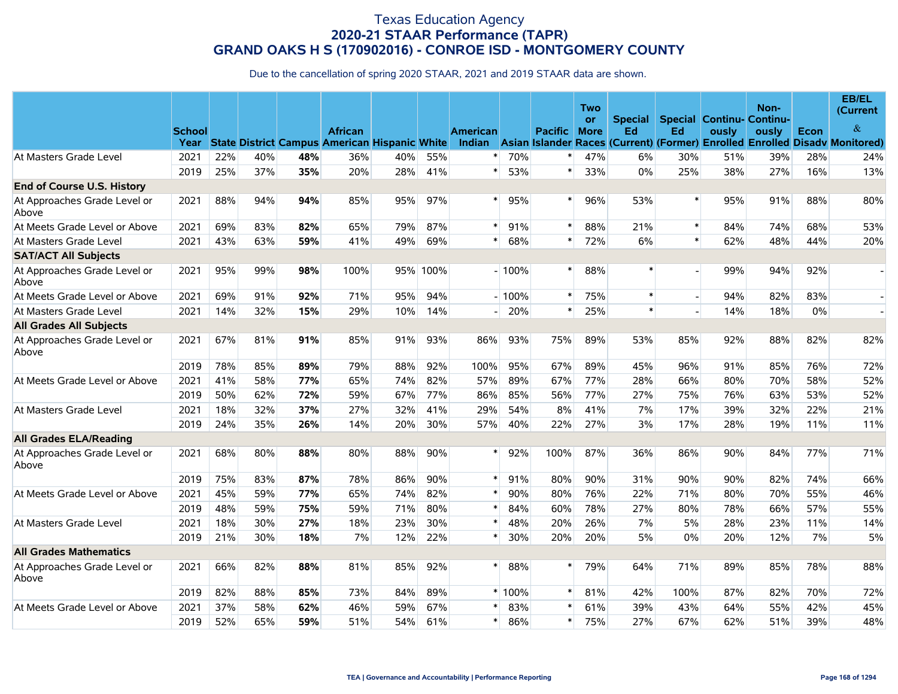# Texas Education Agency
## 2020-21 STAAR Performance (TAPR)
## GRAND OAKS H S (170902016) - CONROE ISD - MONTGOMERY COUNTY

Due to the cancellation of spring 2020 STAAR, 2021 and 2019 STAAR data are shown.

| | School Year | State | District | Campus | African American | Hispanic | White | American Indian | Asian | Pacific Islander | Two or More Races | Special Ed (Current) | Special Ed (Former) | Continuously Enrolled | Non-Continuously Enrolled | Econ Disadv | EB/EL (Current & Monitored) |
|---|---|---|---|---|---|---|---|---|---|---|---|---|---|---|---|---|---|
| At Masters Grade Level | 2021 | 22% | 40% | **48%** | 36% | 40% | 55% | * | 70% | * | 47% | 6% | 30% | 51% | 39% | 28% | 24% |
| | 2019 | 25% | 37% | **35%** | 20% | 28% | 41% | * | 53% | * | 33% | 0% | 25% | 38% | 27% | 16% | 13% |
| **End of Course U.S. History** | | | | | | | | | | | | | | | | | |
| At Approaches Grade Level or Above | 2021 | 88% | 94% | **94%** | 85% | 95% | 97% | * | 95% | * | 96% | 53% | * | 95% | 91% | 88% | 80% |
| At Meets Grade Level or Above | 2021 | 69% | 83% | **82%** | 65% | 79% | 87% | * | 91% | * | 88% | 21% | * | 84% | 74% | 68% | 53% |
| At Masters Grade Level | 2021 | 43% | 63% | **59%** | 41% | 49% | 69% | * | 68% | * | 72% | 6% | * | 62% | 48% | 44% | 20% |
| **SAT/ACT All Subjects** | | | | | | | | | | | | | | | | | |
| At Approaches Grade Level or Above | 2021 | 95% | 99% | **98%** | 100% | 95% | 100% | - | 100% | * | 88% | * | - | 99% | 94% | 92% | - |
| At Meets Grade Level or Above | 2021 | 69% | 91% | **92%** | 71% | 95% | 94% | - | 100% | * | 75% | * | - | 94% | 82% | 83% | - |
| At Masters Grade Level | 2021 | 14% | 32% | **15%** | 29% | 10% | 14% | - | 20% | * | 25% | * | - | 14% | 18% | 0% | - |
| **All Grades All Subjects** | | | | | | | | | | | | | | | | | |
| At Approaches Grade Level or Above | 2021 | 67% | 81% | **91%** | 85% | 91% | 93% | 86% | 93% | 75% | 89% | 53% | 85% | 92% | 88% | 82% | 82% |
| | 2019 | 78% | 85% | **89%** | 79% | 88% | 92% | 100% | 95% | 67% | 89% | 45% | 96% | 91% | 85% | 76% | 72% |
| At Meets Grade Level or Above | 2021 | 41% | 58% | **77%** | 65% | 74% | 82% | 57% | 89% | 67% | 77% | 28% | 66% | 80% | 70% | 58% | 52% |
| | 2019 | 50% | 62% | **72%** | 59% | 67% | 77% | 86% | 85% | 56% | 77% | 27% | 75% | 76% | 63% | 53% | 52% |
| At Masters Grade Level | 2021 | 18% | 32% | **37%** | 27% | 32% | 41% | 29% | 54% | 8% | 41% | 7% | 17% | 39% | 32% | 22% | 21% |
| | 2019 | 24% | 35% | **26%** | 14% | 20% | 30% | 57% | 40% | 22% | 27% | 3% | 17% | 28% | 19% | 11% | 11% |
| **All Grades ELA/Reading** | | | | | | | | | | | | | | | | | |
| At Approaches Grade Level or Above | 2021 | 68% | 80% | **88%** | 80% | 88% | 90% | * | 92% | 100% | 87% | 36% | 86% | 90% | 84% | 77% | 71% |
| | 2019 | 75% | 83% | **87%** | 78% | 86% | 90% | * | 91% | 80% | 90% | 31% | 90% | 90% | 82% | 74% | 66% |
| At Meets Grade Level or Above | 2021 | 45% | 59% | **77%** | 65% | 74% | 82% | * | 90% | 80% | 76% | 22% | 71% | 80% | 70% | 55% | 46% |
| | 2019 | 48% | 59% | **75%** | 59% | 71% | 80% | * | 84% | 60% | 78% | 27% | 80% | 78% | 66% | 57% | 55% |
| At Masters Grade Level | 2021 | 18% | 30% | **27%** | 18% | 23% | 30% | * | 48% | 20% | 26% | 7% | 5% | 28% | 23% | 11% | 14% |
| | 2019 | 21% | 30% | **18%** | 7% | 12% | 22% | * | 30% | 20% | 20% | 5% | 0% | 20% | 12% | 7% | 5% |
| **All Grades Mathematics** | | | | | | | | | | | | | | | | | |
| At Approaches Grade Level or Above | 2021 | 66% | 82% | **88%** | 81% | 85% | 92% | * | 88% | * | 79% | 64% | 71% | 89% | 85% | 78% | 88% |
| | 2019 | 82% | 88% | **85%** | 73% | 84% | 89% | * | 100% | * | 81% | 42% | 100% | 87% | 82% | 70% | 72% |
| At Meets Grade Level or Above | 2021 | 37% | 58% | **62%** | 46% | 59% | 67% | * | 83% | * | 61% | 39% | 43% | 64% | 55% | 42% | 45% |
| | 2019 | 52% | 65% | **59%** | 51% | 54% | 61% | * | 86% | * | 75% | 27% | 67% | 62% | 51% | 39% | 48% |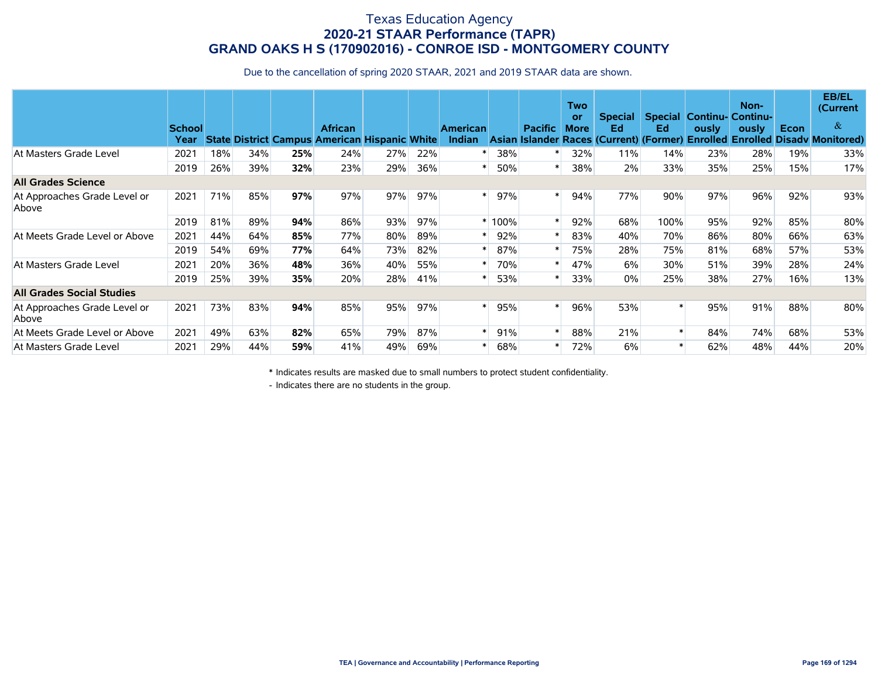# Texas Education Agency
## 2020-21 STAAR Performance (TAPR)
## GRAND OAKS H S (170902016) - CONROE ISD - MONTGOMERY COUNTY

Due to the cancellation of spring 2020 STAAR, 2021 and 2019 STAAR data are shown.

| | School Year | State | District | Campus | African American | Hispanic | White | American Indian | Asian | Pacific Islander | Two or More Races | Special Ed (Current) | Special Ed (Former) | Continuously Enrolled | Non-Continuously Enrolled | Econ Disadv | EB/EL (Current & Monitored) |
|---|---|---|---|---|---|---|---|---|---|---|---|---|---|---|---|---|---|
| At Masters Grade Level | 2021 | 18% | 34% | **25%** | 24% | 27% | 22% | * | 38% | * | 32% | 11% | 14% | 23% | 28% | 19% | 33% |
| | 2019 | 26% | 39% | **32%** | 23% | 29% | 36% | * | 50% | * | 38% | 2% | 33% | 35% | 25% | 15% | 17% |
| **All Grades Science** | | | | | | | | | | | | | | | | | |
| At Approaches Grade Level or Above | 2021 | 71% | 85% | **97%** | 97% | 97% | 97% | * | 97% | * | 94% | 77% | 90% | 97% | 96% | 92% | 93% |
| | 2019 | 81% | 89% | **94%** | 86% | 93% | 97% | * | 100% | * | 92% | 68% | 100% | 95% | 92% | 85% | 80% |
| At Meets Grade Level or Above | 2021 | 44% | 64% | **85%** | 77% | 80% | 89% | * | 92% | * | 83% | 40% | 70% | 86% | 80% | 66% | 63% |
| | 2019 | 54% | 69% | **77%** | 64% | 73% | 82% | * | 87% | * | 75% | 28% | 75% | 81% | 68% | 57% | 53% |
| At Masters Grade Level | 2021 | 20% | 36% | **48%** | 36% | 40% | 55% | * | 70% | * | 47% | 6% | 30% | 51% | 39% | 28% | 24% |
| | 2019 | 25% | 39% | **35%** | 20% | 28% | 41% | * | 53% | * | 33% | 0% | 25% | 38% | 27% | 16% | 13% |
| **All Grades Social Studies** | | | | | | | | | | | | | | | | | |
| At Approaches Grade Level or Above | 2021 | 73% | 83% | **94%** | 85% | 95% | 97% | * | 95% | * | 96% | 53% | * | 95% | 91% | 88% | 80% |
| At Meets Grade Level or Above | 2021 | 49% | 63% | **82%** | 65% | 79% | 87% | * | 91% | * | 88% | 21% | * | 84% | 74% | 68% | 53% |
| At Masters Grade Level | 2021 | 29% | 44% | **59%** | 41% | 49% | 69% | * | 68% | * | 72% | 6% | * | 62% | 48% | 44% | 20% |

\* Indicates results are masked due to small numbers to protect student confidentiality.

\- Indicates there are no students in the group.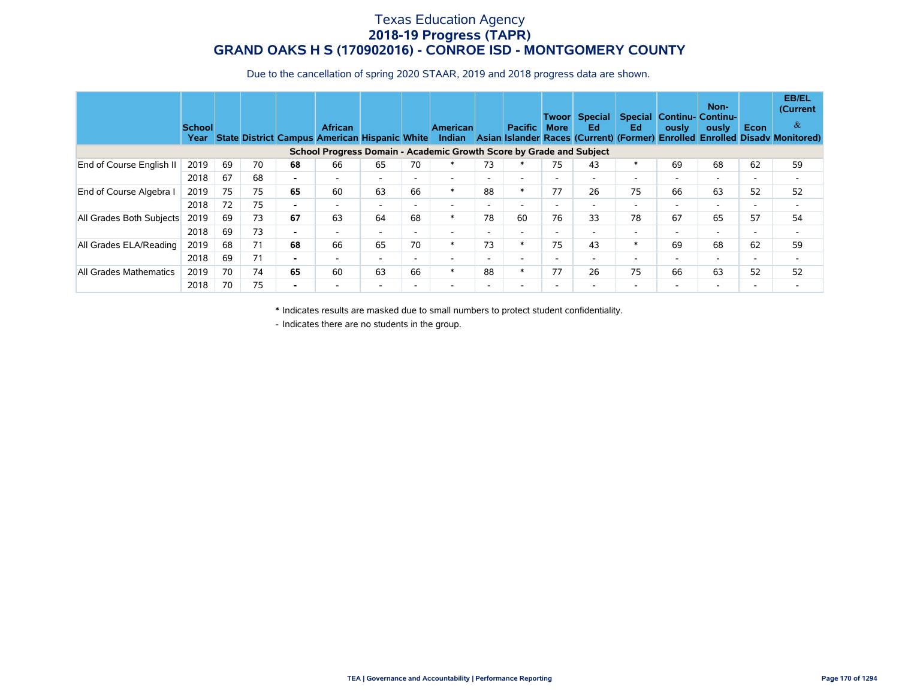# Texas Education Agency
## 2018-19 Progress (TAPR)
## GRAND OAKS H S (170902016) - CONROE ISD - MONTGOMERY COUNTY

Due to the cancellation of spring 2020 STAAR, 2019 and 2018 progress data are shown.

| | School Year | State | District | Campus | African American | Hispanic | White | American Indian | Asian | Pacific Islander | Twoor More Races | Special Ed (Current) | Special Ed (Former) | Continu-ously Enrolled | Non-Continu-ously Enrolled | Econ Disadv | EB/EL (Current & Monitored) |
|---|---|---|---|---|---|---|---|---|---|---|---|---|---|---|---|---|---|
| **School Progress Domain - Academic Growth Score by Grade and Subject** | | | | | | | | | | | | | | | | | |
| End of Course English II | 2019 | 69 | 70 | **68** | 66 | 65 | 70 | * | 73 | * | 75 | 43 | * | 69 | 68 | 62 | 59 |
| | 2018 | 67 | 68 | **-** | - | - | - | - | - | - | - | - | - | - | - | - | - |
| End of Course Algebra I | 2019 | 75 | 75 | **65** | 60 | 63 | 66 | * | 88 | * | 77 | 26 | 75 | 66 | 63 | 52 | 52 |
| | 2018 | 72 | 75 | **-** | - | - | - | - | - | - | - | - | - | - | - | - | - |
| All Grades Both Subjects | 2019 | 69 | 73 | **67** | 63 | 64 | 68 | * | 78 | 60 | 76 | 33 | 78 | 67 | 65 | 57 | 54 |
| | 2018 | 69 | 73 | **-** | - | - | - | - | - | - | - | - | - | - | - | - | - |
| All Grades ELA/Reading | 2019 | 68 | 71 | **68** | 66 | 65 | 70 | * | 73 | * | 75 | 43 | * | 69 | 68 | 62 | 59 |
| | 2018 | 69 | 71 | **-** | - | - | - | - | - | - | - | - | - | - | - | - | - |
| All Grades Mathematics | 2019 | 70 | 74 | **65** | 60 | 63 | 66 | * | 88 | * | 77 | 26 | 75 | 66 | 63 | 52 | 52 |
| | 2018 | 70 | 75 | **-** | - | - | - | - | - | - | - | - | - | - | - | - | - |

\* Indicates results are masked due to small numbers to protect student confidentiality.

\- Indicates there are no students in the group.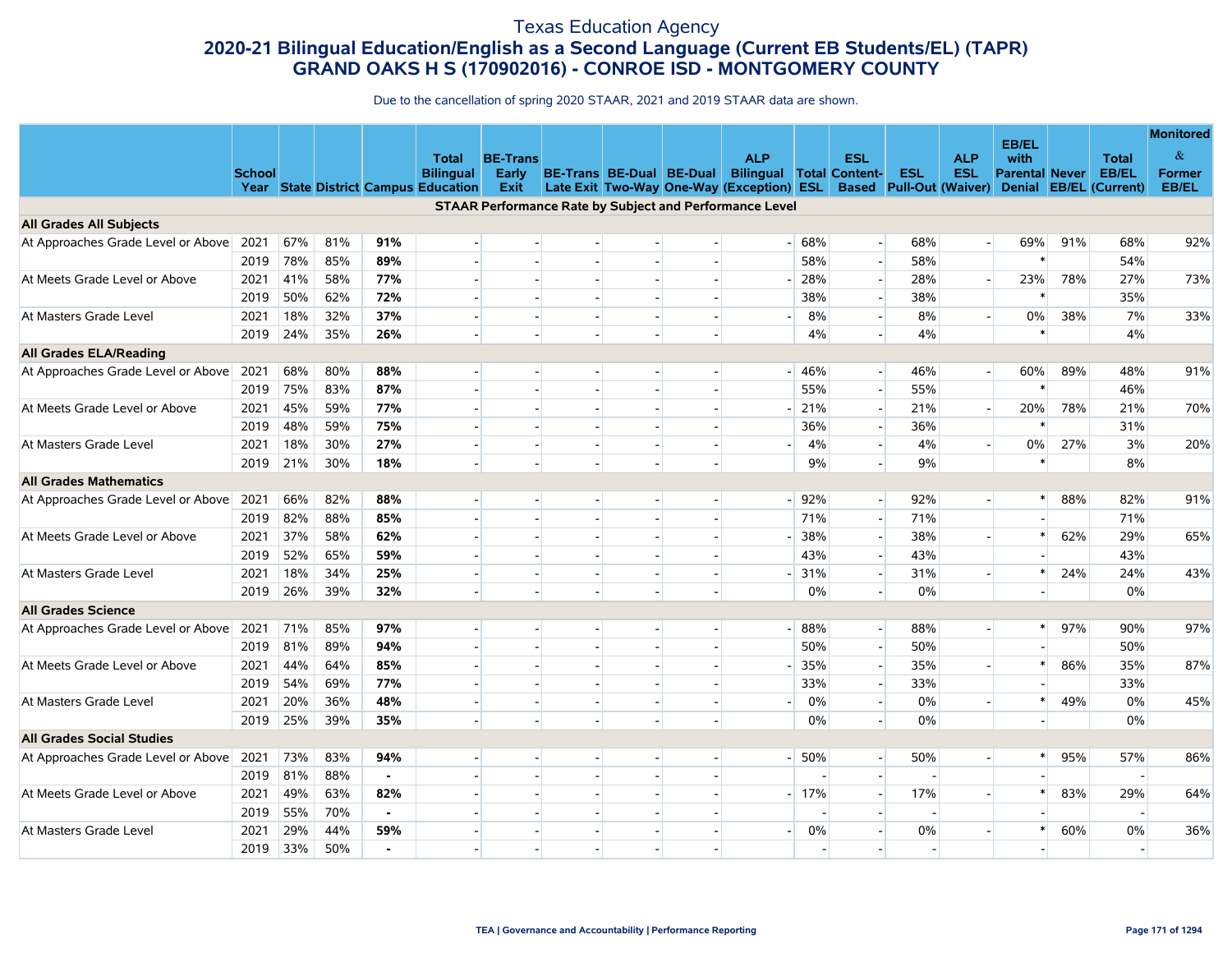# Texas Education Agency

## 2020-21 Bilingual Education/English as a Second Language (Current EB Students/EL) (TAPR)

## GRAND OAKS H S (170902016) - CONROE ISD - MONTGOMERY COUNTY

Due to the cancellation of spring 2020 STAAR, 2021 and 2019 STAAR data are shown.

| | School Year | State | District | Campus | Total Bilingual Education | BE-Trans Early Exit | BE-Trans Late Exit | BE-Dual Two-Way | BE-Dual One-Way | ALP Bilingual (Exception) | Total ESL | ESL Content-Based | ESL Pull-Out | ALP ESL (Waiver) | EB/EL with Parental Denial | Never EB/EL | Total EB/EL (Current) | Monitored & Former EB/EL |
|---|---|---|---|---|---|---|---|---|---|---|---|---|---|---|---|---|---|---|
| **STAAR Performance Rate by Subject and Performance Level** | | | | | | | | | | | | | | | | | | |
| **All Grades All Subjects** | | | | | | | | | | | | | | | | | | |
| At Approaches Grade Level or Above | 2021 | 67% | 81% | **91%** | - | - | - | - | - | - | 68% | - | 68% | - | 69% | 91% | 68% | 92% |
| | 2019 | 78% | 85% | **89%** | - | - | - | - | - | | 58% | - | 58% | | * | | 54% | |
| At Meets Grade Level or Above | 2021 | 41% | 58% | **77%** | - | - | - | - | - | - | 28% | - | 28% | - | 23% | 78% | 27% | 73% |
| | 2019 | 50% | 62% | **72%** | - | - | - | - | - | | 38% | - | 38% | | * | | 35% | |
| At Masters Grade Level | 2021 | 18% | 32% | **37%** | - | - | - | - | - | - | 8% | - | 8% | - | 0% | 38% | 7% | 33% |
| | 2019 | 24% | 35% | **26%** | - | - | - | - | - | | 4% | - | 4% | | * | | 4% | |
| **All Grades ELA/Reading** | | | | | | | | | | | | | | | | | | |
| At Approaches Grade Level or Above | 2021 | 68% | 80% | **88%** | - | - | - | - | - | - | 46% | - | 46% | - | 60% | 89% | 48% | 91% |
| | 2019 | 75% | 83% | **87%** | - | - | - | - | - | | 55% | - | 55% | | * | | 46% | |
| At Meets Grade Level or Above | 2021 | 45% | 59% | **77%** | - | - | - | - | - | - | 21% | - | 21% | - | 20% | 78% | 21% | 70% |
| | 2019 | 48% | 59% | **75%** | - | - | - | - | - | | 36% | - | 36% | | * | | 31% | |
| At Masters Grade Level | 2021 | 18% | 30% | **27%** | - | - | - | - | - | - | 4% | - | 4% | - | 0% | 27% | 3% | 20% |
| | 2019 | 21% | 30% | **18%** | - | - | - | - | - | | 9% | - | 9% | | * | | 8% | |
| **All Grades Mathematics** | | | | | | | | | | | | | | | | | | |
| At Approaches Grade Level or Above | 2021 | 66% | 82% | **88%** | - | - | - | - | - | - | 92% | - | 92% | - | * | 88% | 82% | 91% |
| | 2019 | 82% | 88% | **85%** | - | - | - | - | - | | 71% | - | 71% | | - | | 71% | |
| At Meets Grade Level or Above | 2021 | 37% | 58% | **62%** | - | - | - | - | - | - | 38% | - | 38% | - | * | 62% | 29% | 65% |
| | 2019 | 52% | 65% | **59%** | - | - | - | - | - | | 43% | - | 43% | | - | | 43% | |
| At Masters Grade Level | 2021 | 18% | 34% | **25%** | - | - | - | - | - | - | 31% | - | 31% | - | * | 24% | 24% | 43% |
| | 2019 | 26% | 39% | **32%** | - | - | - | - | - | | 0% | - | 0% | | - | | 0% | |
| **All Grades Science** | | | | | | | | | | | | | | | | | | |
| At Approaches Grade Level or Above | 2021 | 71% | 85% | **97%** | - | - | - | - | - | - | 88% | - | 88% | - | * | 97% | 90% | 97% |
| | 2019 | 81% | 89% | **94%** | - | - | - | - | - | | 50% | - | 50% | | - | | 50% | |
| At Meets Grade Level or Above | 2021 | 44% | 64% | **85%** | - | - | - | - | - | - | 35% | - | 35% | - | * | 86% | 35% | 87% |
| | 2019 | 54% | 69% | **77%** | - | - | - | - | - | | 33% | - | 33% | | - | | 33% | |
| At Masters Grade Level | 2021 | 20% | 36% | **48%** | - | - | - | - | - | - | 0% | - | 0% | - | * | 49% | 0% | 45% |
| | 2019 | 25% | 39% | **35%** | - | - | - | - | - | | 0% | - | 0% | | - | | 0% | |
| **All Grades Social Studies** | | | | | | | | | | | | | | | | | | |
| At Approaches Grade Level or Above | 2021 | 73% | 83% | **94%** | - | - | - | - | - | - | 50% | - | 50% | - | * | 95% | 57% | 86% |
| | 2019 | 81% | 88% | **-** | - | - | - | - | - | | - | - | - | | - | | - | |
| At Meets Grade Level or Above | 2021 | 49% | 63% | **82%** | - | - | - | - | - | - | 17% | - | 17% | - | * | 83% | 29% | 64% |
| | 2019 | 55% | 70% | **-** | - | - | - | - | - | | - | - | - | | - | | - | |
| At Masters Grade Level | 2021 | 29% | 44% | **59%** | - | - | - | - | - | - | 0% | - | 0% | - | * | 60% | 0% | 36% |
| | 2019 | 33% | 50% | **-** | - | - | - | - | - | | - | - | - | | - | | - | |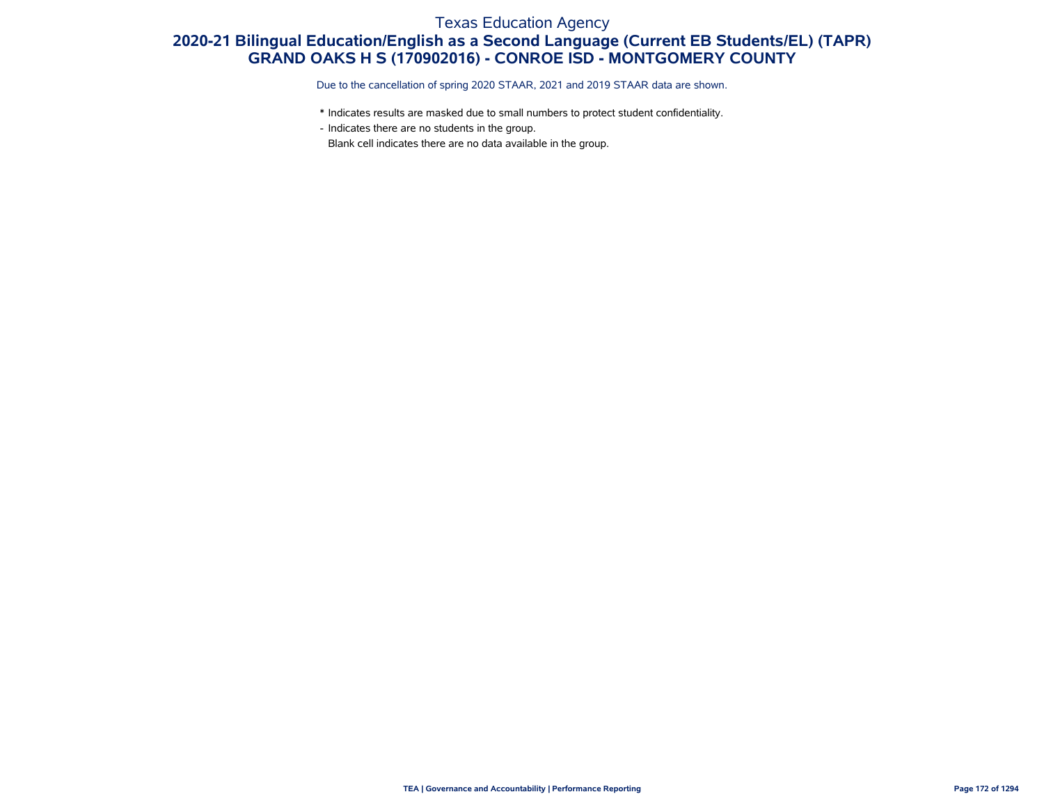# Texas Education Agency

## 2020-21 Bilingual Education/English as a Second Language (Current EB Students/EL) (TAPR)

## GRAND OAKS H S (170902016) - CONROE ISD - MONTGOMERY COUNTY

Due to the cancellation of spring 2020 STAAR, 2021 and 2019 STAAR data are shown.

* Indicates results are masked due to small numbers to protect student confidentiality.

- Indicates there are no students in the group.

Blank cell indicates there are no data available in the group.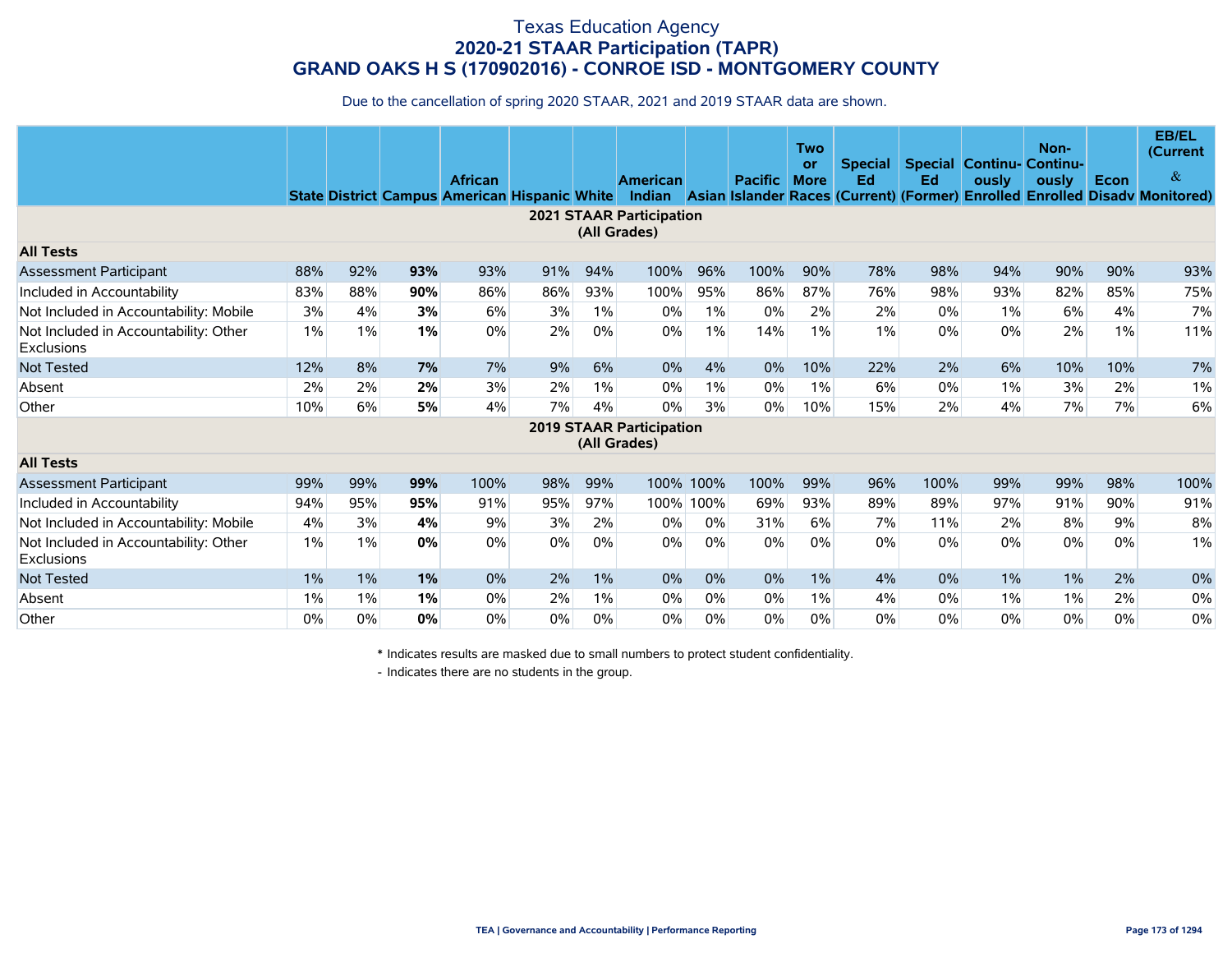# Texas Education Agency
## 2020-21 STAAR Participation (TAPR)
## GRAND OAKS H S (170902016) - CONROE ISD - MONTGOMERY COUNTY

Due to the cancellation of spring 2020 STAAR, 2021 and 2019 STAAR data are shown.

| | State | District | Campus | African American | Hispanic | White | American Indian | Asian | Pacific Islander | Two or More Races | Special Ed (Current) | Special Ed (Former) | Continuously Enrolled | Non-Continuously Enrolled | Econ Disadv | EB/EL (Current & Monitored) |
|---|---|---|---|---|---|---|---|---|---|---|---|---|---|---|---|---|
| **2021 STAAR Participation (All Grades)** | | | | | | | | | | | | | | | | |
| **All Tests** | | | | | | | | | | | | | | | | |
| Assessment Participant | 88% | 92% | **93%** | 93% | 91% | 94% | 100% | 96% | 100% | 90% | 78% | 98% | 94% | 90% | 90% | 93% |
| Included in Accountability | 83% | 88% | **90%** | 86% | 86% | 93% | 100% | 95% | 86% | 87% | 76% | 98% | 93% | 82% | 85% | 75% |
| Not Included in Accountability: Mobile | 3% | 4% | **3%** | 6% | 3% | 1% | 0% | 1% | 0% | 2% | 2% | 0% | 1% | 6% | 4% | 7% |
| Not Included in Accountability: Other Exclusions | 1% | 1% | **1%** | 0% | 2% | 0% | 0% | 1% | 14% | 1% | 1% | 0% | 0% | 2% | 1% | 11% |
| Not Tested | 12% | 8% | **7%** | 7% | 9% | 6% | 0% | 4% | 0% | 10% | 22% | 2% | 6% | 10% | 10% | 7% |
| Absent | 2% | 2% | **2%** | 3% | 2% | 1% | 0% | 1% | 0% | 1% | 6% | 0% | 1% | 3% | 2% | 1% |
| Other | 10% | 6% | **5%** | 4% | 7% | 4% | 0% | 3% | 0% | 10% | 15% | 2% | 4% | 7% | 7% | 6% |
| **2019 STAAR Participation (All Grades)** | | | | | | | | | | | | | | | | |
| **All Tests** | | | | | | | | | | | | | | | | |
| Assessment Participant | 99% | 99% | **99%** | 100% | 98% | 99% | 100% | 100% | 100% | 99% | 96% | 100% | 99% | 99% | 98% | 100% |
| Included in Accountability | 94% | 95% | **95%** | 91% | 95% | 97% | 100% | 100% | 69% | 93% | 89% | 89% | 97% | 91% | 90% | 91% |
| Not Included in Accountability: Mobile | 4% | 3% | **4%** | 9% | 3% | 2% | 0% | 0% | 31% | 6% | 7% | 11% | 2% | 8% | 9% | 8% |
| Not Included in Accountability: Other Exclusions | 1% | 1% | **0%** | 0% | 0% | 0% | 0% | 0% | 0% | 0% | 0% | 0% | 0% | 0% | 0% | 1% |
| Not Tested | 1% | 1% | **1%** | 0% | 2% | 1% | 0% | 0% | 0% | 1% | 4% | 0% | 1% | 1% | 2% | 0% |
| Absent | 1% | 1% | **1%** | 0% | 2% | 1% | 0% | 0% | 0% | 1% | 4% | 0% | 1% | 1% | 2% | 0% |
| Other | 0% | 0% | **0%** | 0% | 0% | 0% | 0% | 0% | 0% | 0% | 0% | 0% | 0% | 0% | 0% | 0% |

\* Indicates results are masked due to small numbers to protect student confidentiality.

\- Indicates there are no students in the group.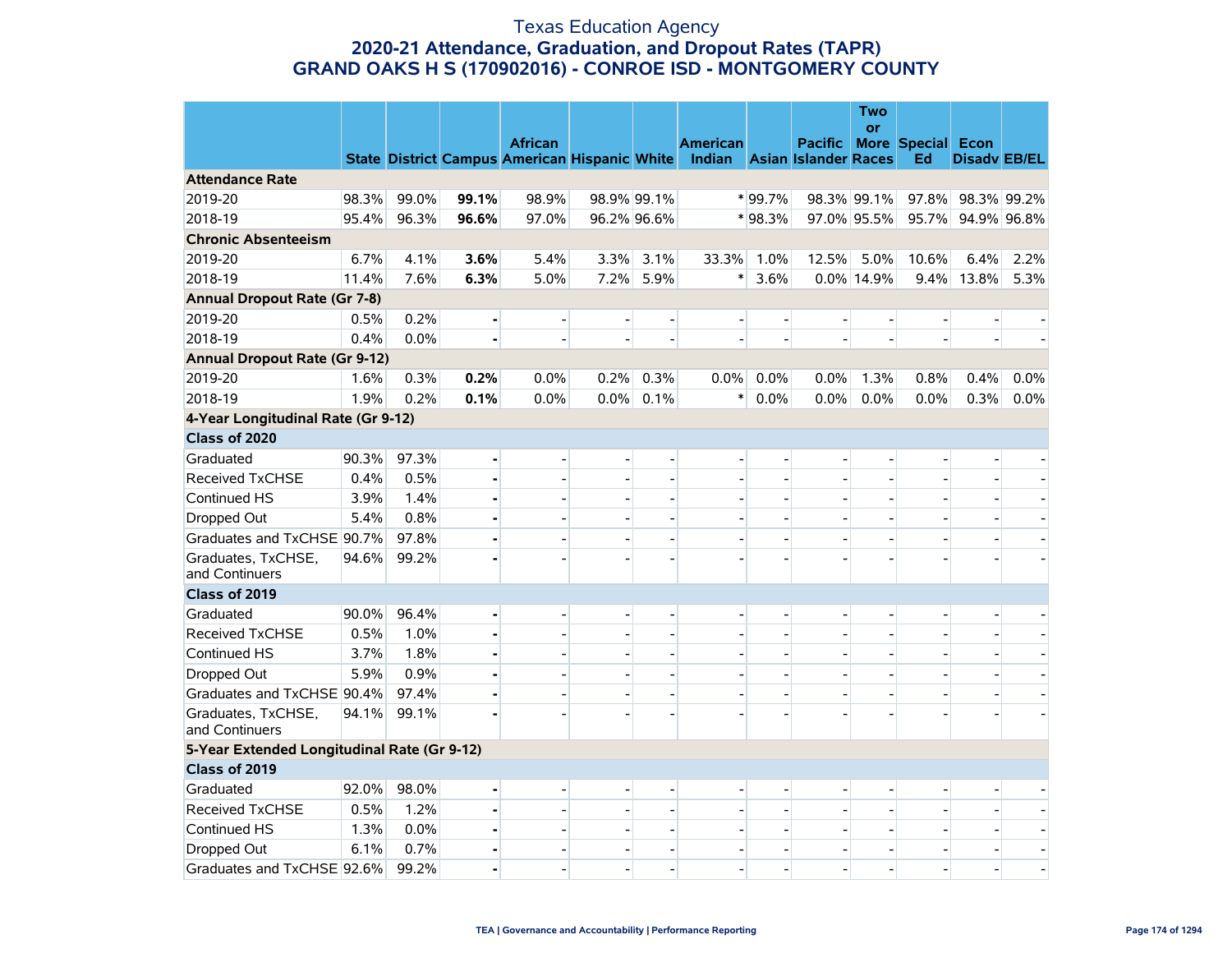# Texas Education Agency
## 2020-21 Attendance, Graduation, and Dropout Rates (TAPR)
## GRAND OAKS H S (170902016) - CONROE ISD - MONTGOMERY COUNTY

| | State | District | Campus | African American | Hispanic | White | American Indian | Asian | Pacific Islander | Two or More Races | Special Ed | Econ Disadv | EB/EL |
|---|---|---|---|---|---|---|---|---|---|---|---|---|---|
| **Attendance Rate** | | | | | | | | | | | | | |
| 2019-20 | 98.3% | 99.0% | **99.1%** | 98.9% | 98.9% | 99.1% | * | 99.7% | 98.3% | 99.1% | 97.8% | 98.3% | 99.2% |
| 2018-19 | 95.4% | 96.3% | **96.6%** | 97.0% | 96.2% | 96.6% | * | 98.3% | 97.0% | 95.5% | 95.7% | 94.9% | 96.8% |
| **Chronic Absenteeism** | | | | | | | | | | | | | |
| 2019-20 | 6.7% | 4.1% | **3.6%** | 5.4% | 3.3% | 3.1% | 33.3% | 1.0% | 12.5% | 5.0% | 10.6% | 6.4% | 2.2% |
| 2018-19 | 11.4% | 7.6% | **6.3%** | 5.0% | 7.2% | 5.9% | * | 3.6% | 0.0% | 14.9% | 9.4% | 13.8% | 5.3% |
| **Annual Dropout Rate (Gr 7-8)** | | | | | | | | | | | | | |
| 2019-20 | 0.5% | 0.2% | **-** | - | - | - | - | - | - | - | - | - | - |
| 2018-19 | 0.4% | 0.0% | **-** | - | - | - | - | - | - | - | - | - | - |
| **Annual Dropout Rate (Gr 9-12)** | | | | | | | | | | | | | |
| 2019-20 | 1.6% | 0.3% | **0.2%** | 0.0% | 0.2% | 0.3% | 0.0% | 0.0% | 0.0% | 1.3% | 0.8% | 0.4% | 0.0% |
| 2018-19 | 1.9% | 0.2% | **0.1%** | 0.0% | 0.0% | 0.1% | * | 0.0% | 0.0% | 0.0% | 0.0% | 0.3% | 0.0% |
| **4-Year Longitudinal Rate (Gr 9-12)** | | | | | | | | | | | | | |
| **Class of 2020** | | | | | | | | | | | | | |
| Graduated | 90.3% | 97.3% | **-** | - | - | - | - | - | - | - | - | - | - |
| Received TxCHSE | 0.4% | 0.5% | **-** | - | - | - | - | - | - | - | - | - | - |
| Continued HS | 3.9% | 1.4% | **-** | - | - | - | - | - | - | - | - | - | - |
| Dropped Out | 5.4% | 0.8% | **-** | - | - | - | - | - | - | - | - | - | - |
| Graduates and TxCHSE | 90.7% | 97.8% | **-** | - | - | - | - | - | - | - | - | - | - |
| Graduates, TxCHSE, and Continuers | 94.6% | 99.2% | **-** | - | - | - | - | - | - | - | - | - | - |
| **Class of 2019** | | | | | | | | | | | | | |
| Graduated | 90.0% | 96.4% | **-** | - | - | - | - | - | - | - | - | - | - |
| Received TxCHSE | 0.5% | 1.0% | **-** | - | - | - | - | - | - | - | - | - | - |
| Continued HS | 3.7% | 1.8% | **-** | - | - | - | - | - | - | - | - | - | - |
| Dropped Out | 5.9% | 0.9% | **-** | - | - | - | - | - | - | - | - | - | - |
| Graduates and TxCHSE | 90.4% | 97.4% | **-** | - | - | - | - | - | - | - | - | - | - |
| Graduates, TxCHSE, and Continuers | 94.1% | 99.1% | **-** | - | - | - | - | - | - | - | - | - | - |
| **5-Year Extended Longitudinal Rate (Gr 9-12)** | | | | | | | | | | | | | |
| **Class of 2019** | | | | | | | | | | | | | |
| Graduated | 92.0% | 98.0% | **-** | - | - | - | - | - | - | - | - | - | - |
| Received TxCHSE | 0.5% | 1.2% | **-** | - | - | - | - | - | - | - | - | - | - |
| Continued HS | 1.3% | 0.0% | **-** | - | - | - | - | - | - | - | - | - | - |
| Dropped Out | 6.1% | 0.7% | **-** | - | - | - | - | - | - | - | - | - | - |
| Graduates and TxCHSE | 92.6% | 99.2% | **-** | - | - | - | - | - | - | - | - | - | - |

TEA | Governance and Accountability | Performance Reporting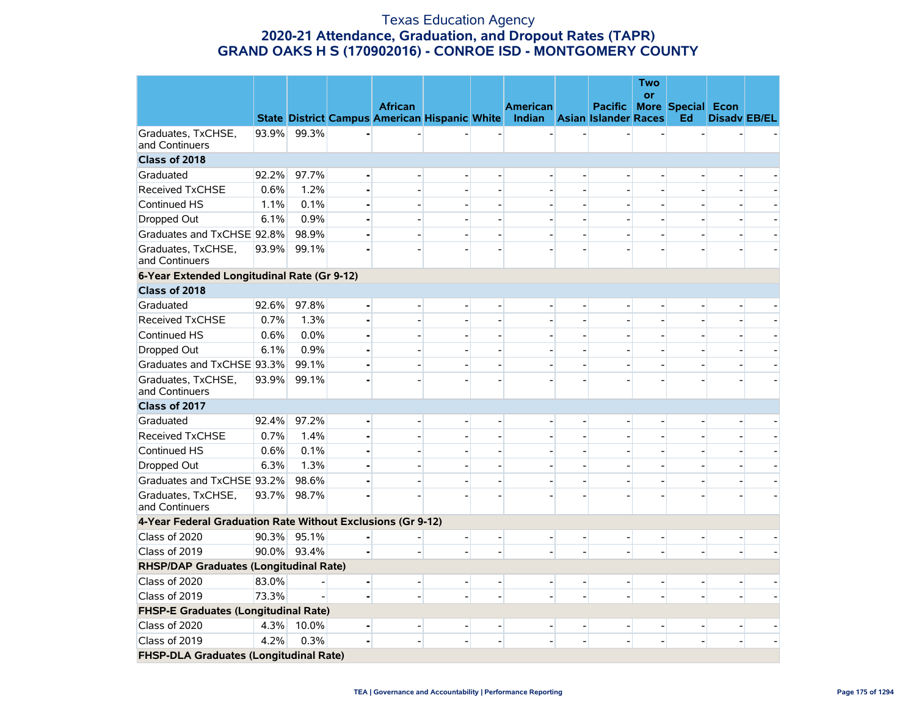# Texas Education Agency
## 2020-21 Attendance, Graduation, and Dropout Rates (TAPR)
## GRAND OAKS H S (170902016) - CONROE ISD - MONTGOMERY COUNTY

| | State | District | Campus | African American | Hispanic | White | American Indian | Asian | Pacific Islander | Two or More Races | Special Ed | Econ Disadv | EB/EL |
|---|---|---|---|---|---|---|---|---|---|---|---|---|---|
| Graduates, TxCHSE, and Continuers | 93.9% | 99.3% | - | - | - | - | - | - | - | - | - | - | - |
| **Class of 2018** | | | | | | | | | | | | | |
| Graduated | 92.2% | 97.7% | - | - | - | - | - | - | - | - | - | - | - |
| Received TxCHSE | 0.6% | 1.2% | - | - | - | - | - | - | - | - | - | - | - |
| Continued HS | 1.1% | 0.1% | - | - | - | - | - | - | - | - | - | - | - |
| Dropped Out | 6.1% | 0.9% | - | - | - | - | - | - | - | - | - | - | - |
| Graduates and TxCHSE | 92.8% | 98.9% | - | - | - | - | - | - | - | - | - | - | - |
| Graduates, TxCHSE, and Continuers | 93.9% | 99.1% | - | - | - | - | - | - | - | - | - | - | - |
| **6-Year Extended Longitudinal Rate (Gr 9-12)** | | | | | | | | | | | | | |
| **Class of 2018** | | | | | | | | | | | | | |
| Graduated | 92.6% | 97.8% | - | - | - | - | - | - | - | - | - | - | - |
| Received TxCHSE | 0.7% | 1.3% | - | - | - | - | - | - | - | - | - | - | - |
| Continued HS | 0.6% | 0.0% | - | - | - | - | - | - | - | - | - | - | - |
| Dropped Out | 6.1% | 0.9% | - | - | - | - | - | - | - | - | - | - | - |
| Graduates and TxCHSE | 93.3% | 99.1% | - | - | - | - | - | - | - | - | - | - | - |
| Graduates, TxCHSE, and Continuers | 93.9% | 99.1% | - | - | - | - | - | - | - | - | - | - | - |
| **Class of 2017** | | | | | | | | | | | | | |
| Graduated | 92.4% | 97.2% | - | - | - | - | - | - | - | - | - | - | - |
| Received TxCHSE | 0.7% | 1.4% | - | - | - | - | - | - | - | - | - | - | - |
| Continued HS | 0.6% | 0.1% | - | - | - | - | - | - | - | - | - | - | - |
| Dropped Out | 6.3% | 1.3% | - | - | - | - | - | - | - | - | - | - | - |
| Graduates and TxCHSE | 93.2% | 98.6% | - | - | - | - | - | - | - | - | - | - | - |
| Graduates, TxCHSE, and Continuers | 93.7% | 98.7% | - | - | - | - | - | - | - | - | - | - | - |
| **4-Year Federal Graduation Rate Without Exclusions (Gr 9-12)** | | | | | | | | | | | | | |
| Class of 2020 | 90.3% | 95.1% | - | - | - | - | - | - | - | - | - | - | - |
| Class of 2019 | 90.0% | 93.4% | - | - | - | - | - | - | - | - | - | - | - |
| **RHSP/DAP Graduates (Longitudinal Rate)** | | | | | | | | | | | | | |
| Class of 2020 | 83.0% | - | - | - | - | - | - | - | - | - | - | - | - |
| Class of 2019 | 73.3% | - | - | - | - | - | - | - | - | - | - | - | - |
| **FHSP-E Graduates (Longitudinal Rate)** | | | | | | | | | | | | | |
| Class of 2020 | 4.3% | 10.0% | - | - | - | - | - | - | - | - | - | - | - |
| Class of 2019 | 4.2% | 0.3% | - | - | - | - | - | - | - | - | - | - | - |
| **FHSP-DLA Graduates (Longitudinal Rate)** | | | | | | | | | | | | | |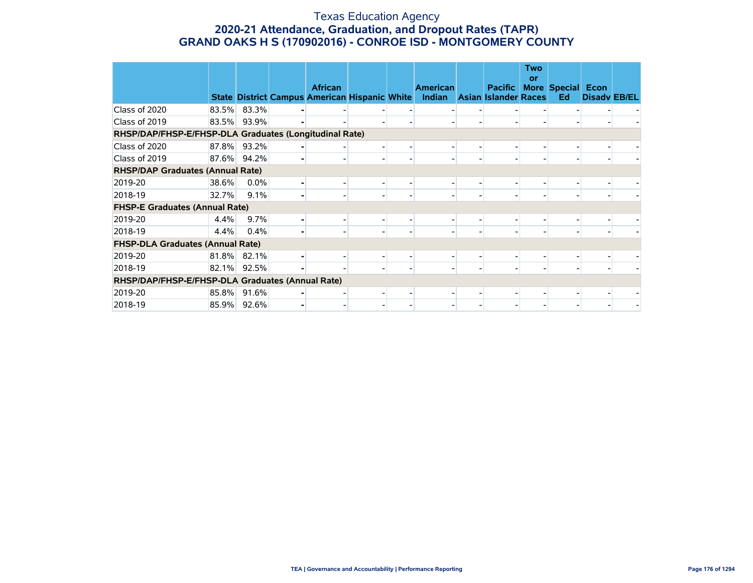# Texas Education Agency

## 2020-21 Attendance, Graduation, and Dropout Rates (TAPR)

## GRAND OAKS H S (170902016) - CONROE ISD - MONTGOMERY COUNTY

| | State | District | Campus | African American | Hispanic | White | American Indian | Asian | Pacific Islander | Two or More Races | Special Ed | Econ Disadv | EB/EL |
|---|---|---|---|---|---|---|---|---|---|---|---|---|---|
| Class of 2020 | 83.5% | 83.3% | - | - | - | - | - | - | - | - | - | - | - |
| Class of 2019 | 83.5% | 93.9% | - | - | - | - | - | - | - | - | - | - | - |
| **RHSP/DAP/FHSP-E/FHSP-DLA Graduates (Longitudinal Rate)** | | | | | | | | | | | | | |
| Class of 2020 | 87.8% | 93.2% | - | - | - | - | - | - | - | - | - | - | - |
| Class of 2019 | 87.6% | 94.2% | - | - | - | - | - | - | - | - | - | - | - |
| **RHSP/DAP Graduates (Annual Rate)** | | | | | | | | | | | | | |
| 2019-20 | 38.6% | 0.0% | - | - | - | - | - | - | - | - | - | - | - |
| 2018-19 | 32.7% | 9.1% | - | - | - | - | - | - | - | - | - | - | - |
| **FHSP-E Graduates (Annual Rate)** | | | | | | | | | | | | | |
| 2019-20 | 4.4% | 9.7% | - | - | - | - | - | - | - | - | - | - | - |
| 2018-19 | 4.4% | 0.4% | - | - | - | - | - | - | - | - | - | - | - |
| **FHSP-DLA Graduates (Annual Rate)** | | | | | | | | | | | | | |
| 2019-20 | 81.8% | 82.1% | - | - | - | - | - | - | - | - | - | - | - |
| 2018-19 | 82.1% | 92.5% | - | - | - | - | - | - | - | - | - | - | - |
| **RHSP/DAP/FHSP-E/FHSP-DLA Graduates (Annual Rate)** | | | | | | | | | | | | | |
| 2019-20 | 85.8% | 91.6% | - | - | - | - | - | - | - | - | - | - | - |
| 2018-19 | 85.9% | 92.6% | - | - | - | - | - | - | - | - | - | - | - |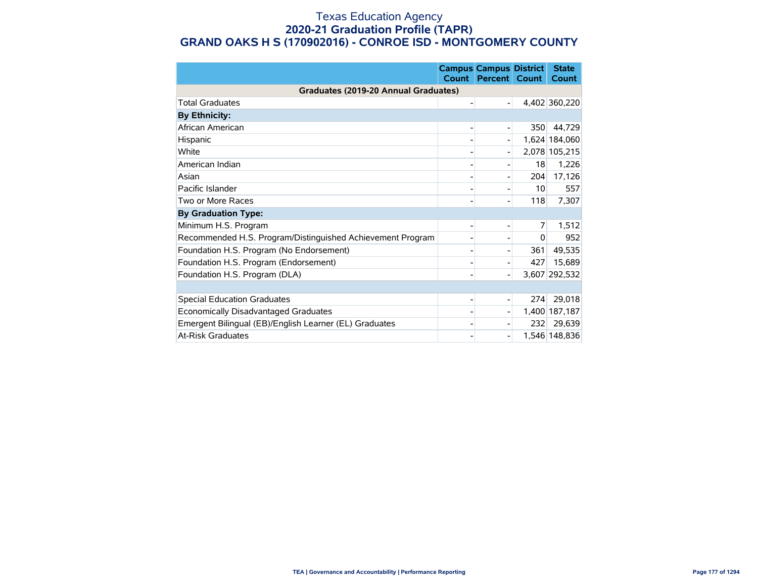# Texas Education Agency
## 2020-21 Graduation Profile (TAPR)
## GRAND OAKS H S (170902016) - CONROE ISD - MONTGOMERY COUNTY

| | Campus Count | Campus Percent | District Count | State Count |
|---|---|---|---|---|
| **Graduates (2019-20 Annual Graduates)** | | | | |
| Total Graduates | - | - | 4,402 | 360,220 |
| **By Ethnicity:** | | | | |
| African American | - | - | 350 | 44,729 |
| Hispanic | - | - | 1,624 | 184,060 |
| White | - | - | 2,078 | 105,215 |
| American Indian | - | - | 18 | 1,226 |
| Asian | - | - | 204 | 17,126 |
| Pacific Islander | - | - | 10 | 557 |
| Two or More Races | - | - | 118 | 7,307 |
| **By Graduation Type:** | | | | |
| Minimum H.S. Program | - | - | 7 | 1,512 |
| Recommended H.S. Program/Distinguished Achievement Program | - | - | 0 | 952 |
| Foundation H.S. Program (No Endorsement) | - | - | 361 | 49,535 |
| Foundation H.S. Program (Endorsement) | - | - | 427 | 15,689 |
| Foundation H.S. Program (DLA) | - | - | 3,607 | 292,532 |
| | | | | |
| Special Education Graduates | - | - | 274 | 29,018 |
| Economically Disadvantaged Graduates | - | - | 1,400 | 187,187 |
| Emergent Bilingual (EB)/English Learner (EL) Graduates | - | - | 232 | 29,639 |
| At-Risk Graduates | - | - | 1,546 | 148,836 |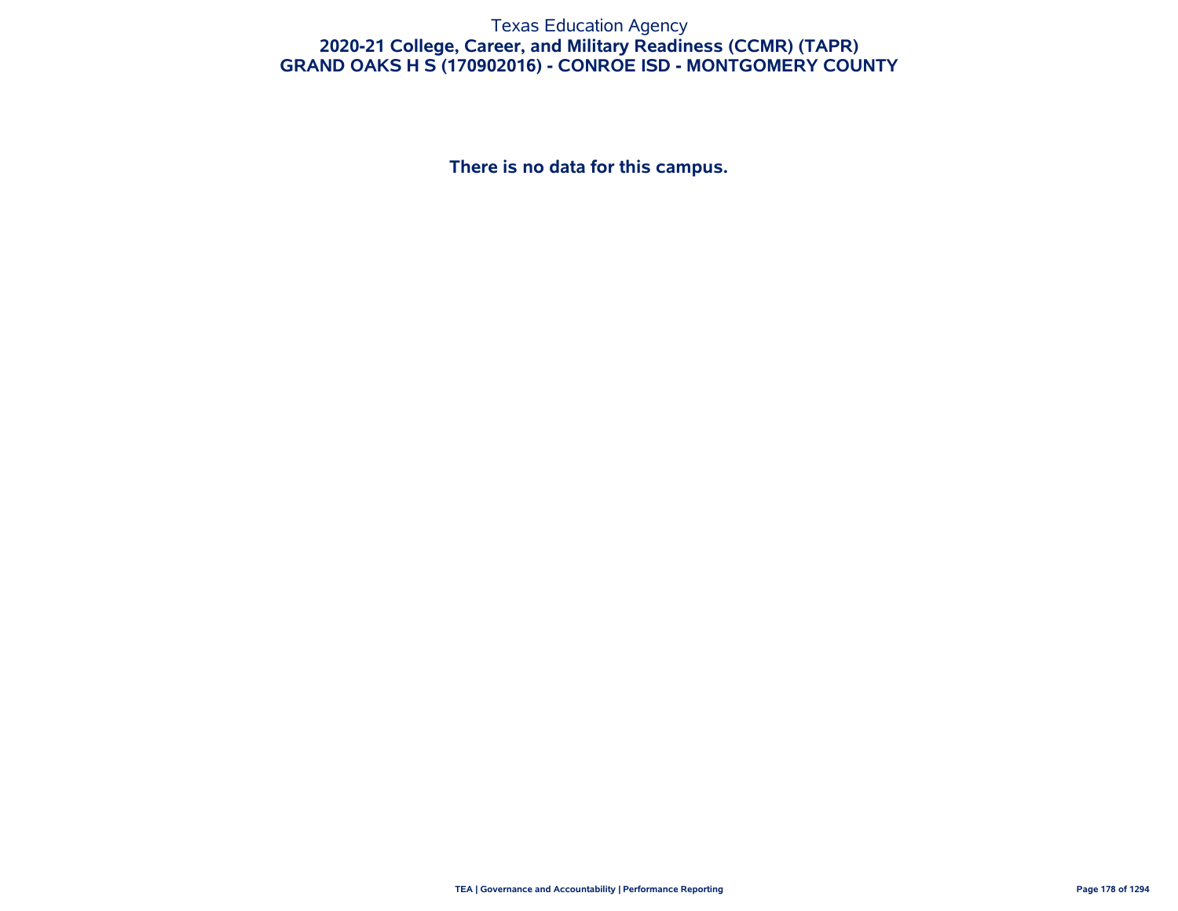Texas Education Agency

# 2020-21 College, Career, and Military Readiness (CCMR) (TAPR)

## GRAND OAKS H S (170902016) - CONROE ISD - MONTGOMERY COUNTY

**There is no data for this campus.**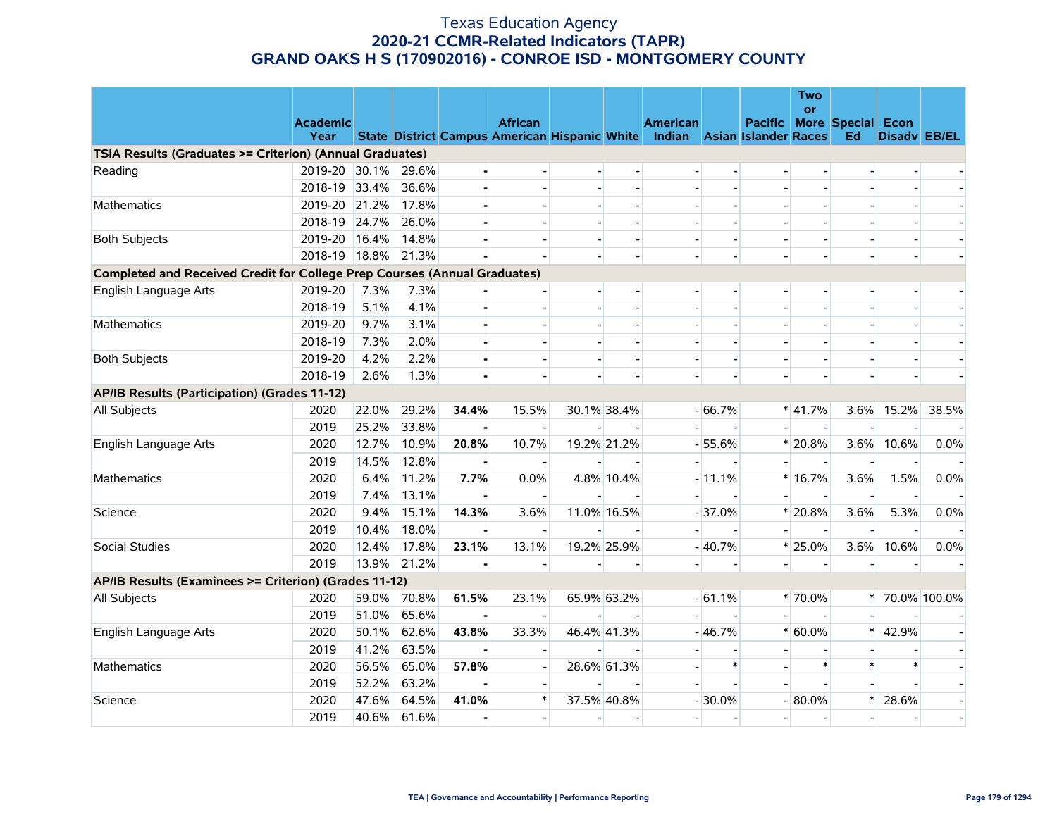# Texas Education Agency
## 2020-21 CCMR-Related Indicators (TAPR)
## GRAND OAKS H S (170902016) - CONROE ISD - MONTGOMERY COUNTY

| | Academic Year | State | District | Campus | African American | Hispanic | White | American Indian | Asian | Pacific Islander | Two or More Races | Special Ed | Econ Disadv | EB/EL |
|---|---|---|---|---|---|---|---|---|---|---|---|---|---|---|
| **TSIA Results (Graduates >= Criterion) (Annual Graduates)** | | | | | | | | | | | | | | |
| Reading | 2019-20 | 30.1% | 29.6% | **-** | - | - | - | - | - | - | - | - | - | - |
| | 2018-19 | 33.4% | 36.6% | **-** | - | - | - | - | - | - | - | - | - | - |
| Mathematics | 2019-20 | 21.2% | 17.8% | **-** | - | - | - | - | - | - | - | - | - | - |
| | 2018-19 | 24.7% | 26.0% | **-** | - | - | - | - | - | - | - | - | - | - |
| Both Subjects | 2019-20 | 16.4% | 14.8% | **-** | - | - | - | - | - | - | - | - | - | - |
| | 2018-19 | 18.8% | 21.3% | **-** | - | - | - | - | - | - | - | - | - | - |
| **Completed and Received Credit for College Prep Courses (Annual Graduates)** | | | | | | | | | | | | | | |
| English Language Arts | 2019-20 | 7.3% | 7.3% | **-** | - | - | - | - | - | - | - | - | - | - |
| | 2018-19 | 5.1% | 4.1% | **-** | - | - | - | - | - | - | - | - | - | - |
| Mathematics | 2019-20 | 9.7% | 3.1% | **-** | - | - | - | - | - | - | - | - | - | - |
| | 2018-19 | 7.3% | 2.0% | **-** | - | - | - | - | - | - | - | - | - | - |
| Both Subjects | 2019-20 | 4.2% | 2.2% | **-** | - | - | - | - | - | - | - | - | - | - |
| | 2018-19 | 2.6% | 1.3% | **-** | - | - | - | - | - | - | - | - | - | - |
| **AP/IB Results (Participation) (Grades 11-12)** | | | | | | | | | | | | | | |
| All Subjects | 2020 | 22.0% | 29.2% | **34.4%** | 15.5% | 30.1% | 38.4% | - | 66.7% | * | 41.7% | 3.6% | 15.2% | 38.5% |
| | 2019 | 25.2% | 33.8% | **-** | - | - | - | - | - | - | - | - | - | - |
| English Language Arts | 2020 | 12.7% | 10.9% | **20.8%** | 10.7% | 19.2% | 21.2% | - | 55.6% | * | 20.8% | 3.6% | 10.6% | 0.0% |
| | 2019 | 14.5% | 12.8% | **-** | - | - | - | - | - | - | - | - | - | - |
| Mathematics | 2020 | 6.4% | 11.2% | **7.7%** | 0.0% | 4.8% | 10.4% | - | 11.1% | * | 16.7% | 3.6% | 1.5% | 0.0% |
| | 2019 | 7.4% | 13.1% | **-** | - | - | - | - | - | - | - | - | - | - |
| Science | 2020 | 9.4% | 15.1% | **14.3%** | 3.6% | 11.0% | 16.5% | - | 37.0% | * | 20.8% | 3.6% | 5.3% | 0.0% |
| | 2019 | 10.4% | 18.0% | **-** | - | - | - | - | - | - | - | - | - | - |
| Social Studies | 2020 | 12.4% | 17.8% | **23.1%** | 13.1% | 19.2% | 25.9% | - | 40.7% | * | 25.0% | 3.6% | 10.6% | 0.0% |
| | 2019 | 13.9% | 21.2% | **-** | - | - | - | - | - | - | - | - | - | - |
| **AP/IB Results (Examinees >= Criterion) (Grades 11-12)** | | | | | | | | | | | | | | |
| All Subjects | 2020 | 59.0% | 70.8% | **61.5%** | 23.1% | 65.9% | 63.2% | - | 61.1% | * | 70.0% | * | 70.0% | 100.0% |
| | 2019 | 51.0% | 65.6% | **-** | - | - | - | - | - | - | - | - | - | - |
| English Language Arts | 2020 | 50.1% | 62.6% | **43.8%** | 33.3% | 46.4% | 41.3% | - | 46.7% | * | 60.0% | * | 42.9% | - |
| | 2019 | 41.2% | 63.5% | **-** | - | - | - | - | - | - | - | - | - | - |
| Mathematics | 2020 | 56.5% | 65.0% | **57.8%** | - | 28.6% | 61.3% | - | * | - | * | * | * | - |
| | 2019 | 52.2% | 63.2% | **-** | - | - | - | - | - | - | - | - | - | - |
| Science | 2020 | 47.6% | 64.5% | **41.0%** | * | 37.5% | 40.8% | - | 30.0% | - | 80.0% | * | 28.6% | - |
| | 2019 | 40.6% | 61.6% | **-** | - | - | - | - | - | - | - | - | - | - |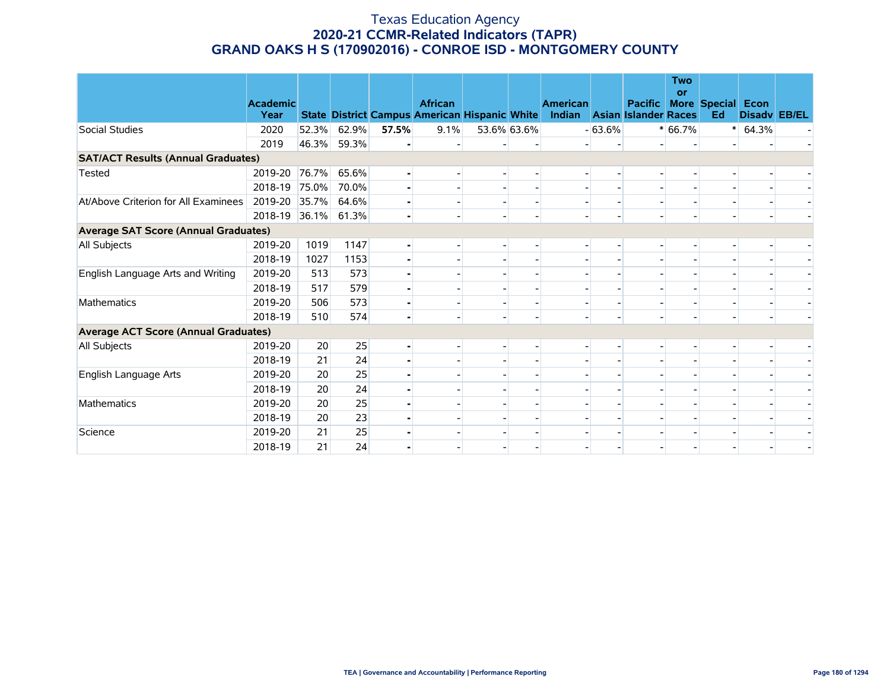# Texas Education Agency

## 2020-21 CCMR-Related Indicators (TAPR)

## GRAND OAKS H S (170902016) - CONROE ISD - MONTGOMERY COUNTY

| | Academic Year | State | District | Campus | African American | Hispanic | White | American Indian | Asian | Pacific Islander | Two or More Races | Special Ed | Econ Disadv | EB/EL |
|---|---|---|---|---|---|---|---|---|---|---|---|---|---|---|
| Social Studies | 2020 | 52.3% | 62.9% | **57.5%** | 9.1% | 53.6% | 63.6% | - | 63.6% | * | 66.7% | * | 64.3% | - |
| | 2019 | 46.3% | 59.3% | **-** | - | - | - | - | - | - | - | - | - | - |
| **SAT/ACT Results (Annual Graduates)** | | | | | | | | | | | | | | |
| Tested | 2019-20 | 76.7% | 65.6% | **-** | - | - | - | - | - | - | - | - | - | - |
| | 2018-19 | 75.0% | 70.0% | **-** | - | - | - | - | - | - | - | - | - | - |
| At/Above Criterion for All Examinees | 2019-20 | 35.7% | 64.6% | **-** | - | - | - | - | - | - | - | - | - | - |
| | 2018-19 | 36.1% | 61.3% | **-** | - | - | - | - | - | - | - | - | - | - |
| **Average SAT Score (Annual Graduates)** | | | | | | | | | | | | | | |
| All Subjects | 2019-20 | 1019 | 1147 | **-** | - | - | - | - | - | - | - | - | - | - |
| | 2018-19 | 1027 | 1153 | **-** | - | - | - | - | - | - | - | - | - | - |
| English Language Arts and Writing | 2019-20 | 513 | 573 | **-** | - | - | - | - | - | - | - | - | - | - |
| | 2018-19 | 517 | 579 | **-** | - | - | - | - | - | - | - | - | - | - |
| Mathematics | 2019-20 | 506 | 573 | **-** | - | - | - | - | - | - | - | - | - | - |
| | 2018-19 | 510 | 574 | **-** | - | - | - | - | - | - | - | - | - | - |
| **Average ACT Score (Annual Graduates)** | | | | | | | | | | | | | | |
| All Subjects | 2019-20 | 20 | 25 | **-** | - | - | - | - | - | - | - | - | - | - |
| | 2018-19 | 21 | 24 | **-** | - | - | - | - | - | - | - | - | - | - |
| English Language Arts | 2019-20 | 20 | 25 | **-** | - | - | - | - | - | - | - | - | - | - |
| | 2018-19 | 20 | 24 | **-** | - | - | - | - | - | - | - | - | - | - |
| Mathematics | 2019-20 | 20 | 25 | **-** | - | - | - | - | - | - | - | - | - | - |
| | 2018-19 | 20 | 23 | **-** | - | - | - | - | - | - | - | - | - | - |
| Science | 2019-20 | 21 | 25 | **-** | - | - | - | - | - | - | - | - | - | - |
| | 2018-19 | 21 | 24 | **-** | - | - | - | - | - | - | - | - | - | - |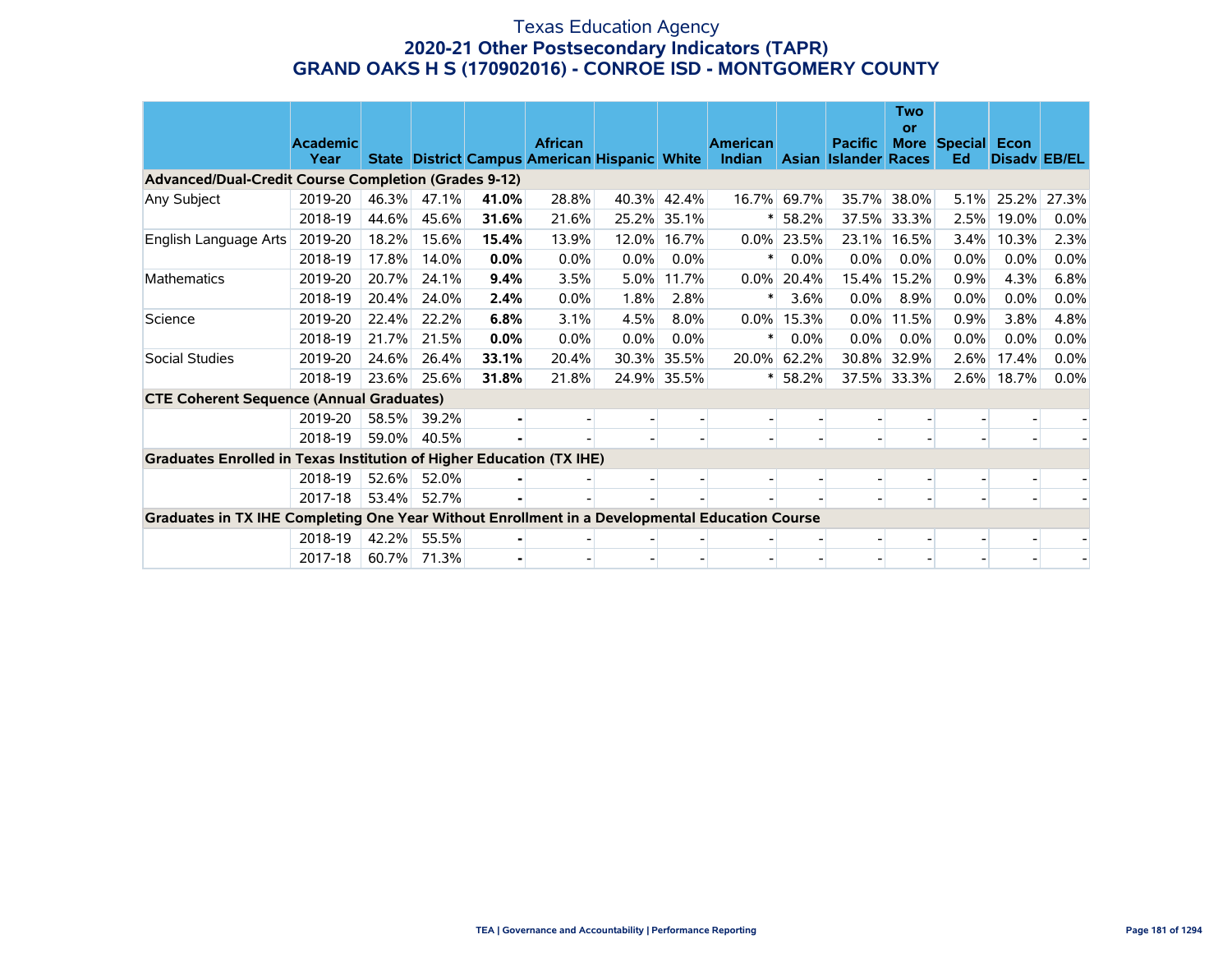# Texas Education Agency

## 2020-21 Other Postsecondary Indicators (TAPR)

## GRAND OAKS H S (170902016) - CONROE ISD - MONTGOMERY COUNTY

| | Academic Year | State | District | Campus | African American | Hispanic | White | American Indian | Asian | Pacific Islander | Two or More Races | Special Ed | Econ Disadv | EB/EL |
|---|---|---|---|---|---|---|---|---|---|---|---|---|---|---|
| **Advanced/Dual-Credit Course Completion (Grades 9-12)** | | | | | | | | | | | | | | |
| Any Subject | 2019-20 | 46.3% | 47.1% | **41.0%** | 28.8% | 40.3% | 42.4% | 16.7% | 69.7% | 35.7% | 38.0% | 5.1% | 25.2% | 27.3% |
| | 2018-19 | 44.6% | 45.6% | **31.6%** | 21.6% | 25.2% | 35.1% | * | 58.2% | 37.5% | 33.3% | 2.5% | 19.0% | 0.0% |
| English Language Arts | 2019-20 | 18.2% | 15.6% | **15.4%** | 13.9% | 12.0% | 16.7% | 0.0% | 23.5% | 23.1% | 16.5% | 3.4% | 10.3% | 2.3% |
| | 2018-19 | 17.8% | 14.0% | **0.0%** | 0.0% | 0.0% | 0.0% | * | 0.0% | 0.0% | 0.0% | 0.0% | 0.0% | 0.0% |
| Mathematics | 2019-20 | 20.7% | 24.1% | **9.4%** | 3.5% | 5.0% | 11.7% | 0.0% | 20.4% | 15.4% | 15.2% | 0.9% | 4.3% | 6.8% |
| | 2018-19 | 20.4% | 24.0% | **2.4%** | 0.0% | 1.8% | 2.8% | * | 3.6% | 0.0% | 8.9% | 0.0% | 0.0% | 0.0% |
| Science | 2019-20 | 22.4% | 22.2% | **6.8%** | 3.1% | 4.5% | 8.0% | 0.0% | 15.3% | 0.0% | 11.5% | 0.9% | 3.8% | 4.8% |
| | 2018-19 | 21.7% | 21.5% | **0.0%** | 0.0% | 0.0% | 0.0% | * | 0.0% | 0.0% | 0.0% | 0.0% | 0.0% | 0.0% |
| Social Studies | 2019-20 | 24.6% | 26.4% | **33.1%** | 20.4% | 30.3% | 35.5% | 20.0% | 62.2% | 30.8% | 32.9% | 2.6% | 17.4% | 0.0% |
| | 2018-19 | 23.6% | 25.6% | **31.8%** | 21.8% | 24.9% | 35.5% | * | 58.2% | 37.5% | 33.3% | 2.6% | 18.7% | 0.0% |
| **CTE Coherent Sequence (Annual Graduates)** | | | | | | | | | | | | | | |
| | 2019-20 | 58.5% | 39.2% | **-** | - | - | - | - | - | - | - | - | - | - |
| | 2018-19 | 59.0% | 40.5% | **-** | - | - | - | - | - | - | - | - | - | - |
| **Graduates Enrolled in Texas Institution of Higher Education (TX IHE)** | | | | | | | | | | | | | | |
| | 2018-19 | 52.6% | 52.0% | **-** | - | - | - | - | - | - | - | - | - | - |
| | 2017-18 | 53.4% | 52.7% | **-** | - | - | - | - | - | - | - | - | - | - |
| **Graduates in TX IHE Completing One Year Without Enrollment in a Developmental Education Course** | | | | | | | | | | | | | | |
| | 2018-19 | 42.2% | 55.5% | **-** | - | - | - | - | - | - | - | - | - | - |
| | 2017-18 | 60.7% | 71.3% | **-** | - | - | - | - | - | - | - | - | - | - |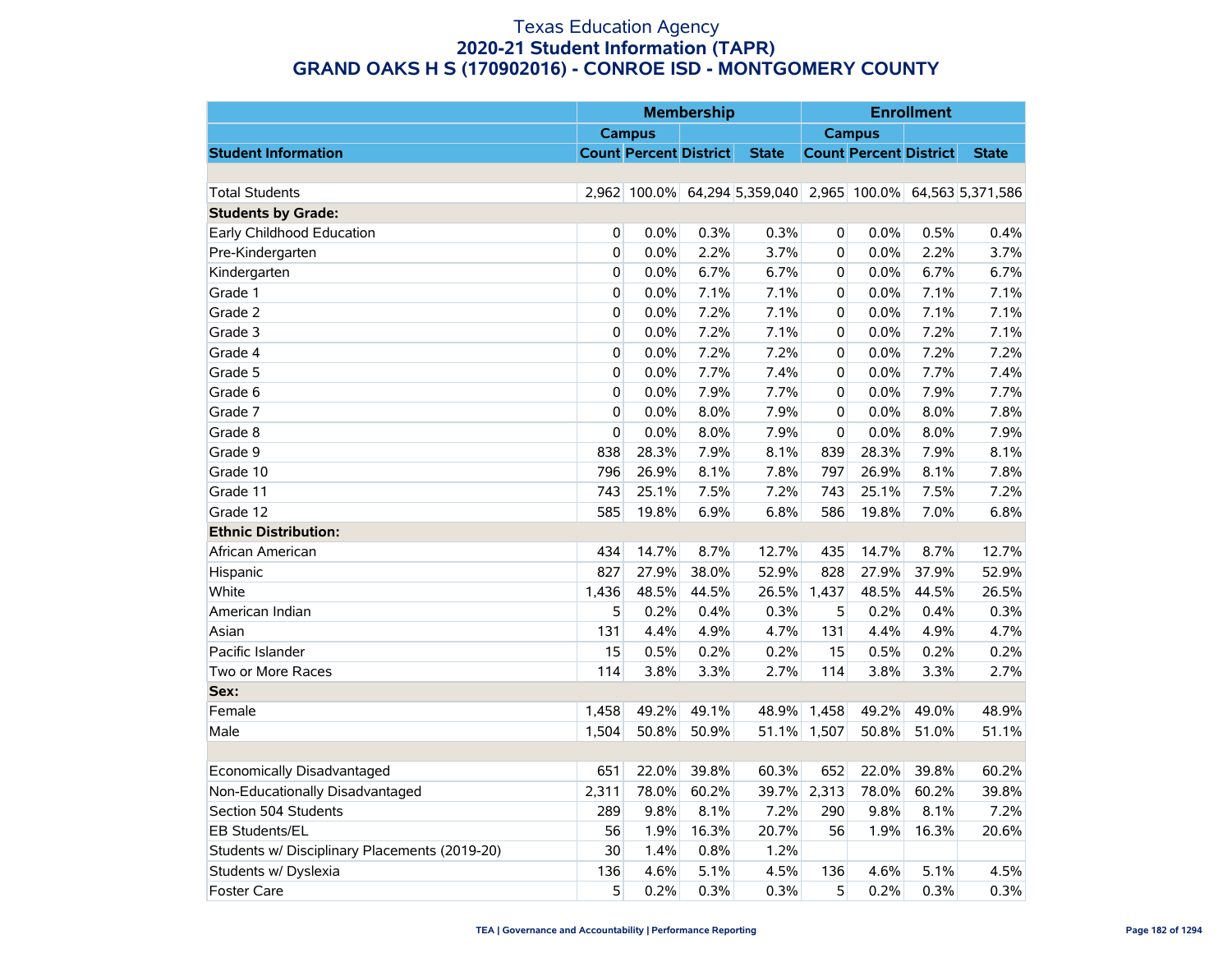# Texas Education Agency
## 2020-21 Student Information (TAPR)
## GRAND OAKS H S (170902016) - CONROE ISD - MONTGOMERY COUNTY

| | Membership | | | | Enrollment | | | |
|---|---|---|---|---|---|---|---|---|
| | Campus | | | | Campus | | | |
| **Student Information** | **Count** | **Percent** | **District** | **State** | **Count** | **Percent** | **District** | **State** |
| | | | | | | | | |
| Total Students | 2,962 | 100.0% | 64,294 | 5,359,040 | 2,965 | 100.0% | 64,563 | 5,371,586 |
| **Students by Grade:** | | | | | | | | |
| Early Childhood Education | 0 | 0.0% | 0.3% | 0.3% | 0 | 0.0% | 0.5% | 0.4% |
| Pre-Kindergarten | 0 | 0.0% | 2.2% | 3.7% | 0 | 0.0% | 2.2% | 3.7% |
| Kindergarten | 0 | 0.0% | 6.7% | 6.7% | 0 | 0.0% | 6.7% | 6.7% |
| Grade 1 | 0 | 0.0% | 7.1% | 7.1% | 0 | 0.0% | 7.1% | 7.1% |
| Grade 2 | 0 | 0.0% | 7.2% | 7.1% | 0 | 0.0% | 7.1% | 7.1% |
| Grade 3 | 0 | 0.0% | 7.2% | 7.1% | 0 | 0.0% | 7.2% | 7.1% |
| Grade 4 | 0 | 0.0% | 7.2% | 7.2% | 0 | 0.0% | 7.2% | 7.2% |
| Grade 5 | 0 | 0.0% | 7.7% | 7.4% | 0 | 0.0% | 7.7% | 7.4% |
| Grade 6 | 0 | 0.0% | 7.9% | 7.7% | 0 | 0.0% | 7.9% | 7.7% |
| Grade 7 | 0 | 0.0% | 8.0% | 7.9% | 0 | 0.0% | 8.0% | 7.8% |
| Grade 8 | 0 | 0.0% | 8.0% | 7.9% | 0 | 0.0% | 8.0% | 7.9% |
| Grade 9 | 838 | 28.3% | 7.9% | 8.1% | 839 | 28.3% | 7.9% | 8.1% |
| Grade 10 | 796 | 26.9% | 8.1% | 7.8% | 797 | 26.9% | 8.1% | 7.8% |
| Grade 11 | 743 | 25.1% | 7.5% | 7.2% | 743 | 25.1% | 7.5% | 7.2% |
| Grade 12 | 585 | 19.8% | 6.9% | 6.8% | 586 | 19.8% | 7.0% | 6.8% |
| **Ethnic Distribution:** | | | | | | | | |
| African American | 434 | 14.7% | 8.7% | 12.7% | 435 | 14.7% | 8.7% | 12.7% |
| Hispanic | 827 | 27.9% | 38.0% | 52.9% | 828 | 27.9% | 37.9% | 52.9% |
| White | 1,436 | 48.5% | 44.5% | 26.5% | 1,437 | 48.5% | 44.5% | 26.5% |
| American Indian | 5 | 0.2% | 0.4% | 0.3% | 5 | 0.2% | 0.4% | 0.3% |
| Asian | 131 | 4.4% | 4.9% | 4.7% | 131 | 4.4% | 4.9% | 4.7% |
| Pacific Islander | 15 | 0.5% | 0.2% | 0.2% | 15 | 0.5% | 0.2% | 0.2% |
| Two or More Races | 114 | 3.8% | 3.3% | 2.7% | 114 | 3.8% | 3.3% | 2.7% |
| **Sex:** | | | | | | | | |
| Female | 1,458 | 49.2% | 49.1% | 48.9% | 1,458 | 49.2% | 49.0% | 48.9% |
| Male | 1,504 | 50.8% | 50.9% | 51.1% | 1,507 | 50.8% | 51.0% | 51.1% |
| | | | | | | | | |
| Economically Disadvantaged | 651 | 22.0% | 39.8% | 60.3% | 652 | 22.0% | 39.8% | 60.2% |
| Non-Educationally Disadvantaged | 2,311 | 78.0% | 60.2% | 39.7% | 2,313 | 78.0% | 60.2% | 39.8% |
| Section 504 Students | 289 | 9.8% | 8.1% | 7.2% | 290 | 9.8% | 8.1% | 7.2% |
| EB Students/EL | 56 | 1.9% | 16.3% | 20.7% | 56 | 1.9% | 16.3% | 20.6% |
| Students w/ Disciplinary Placements (2019-20) | 30 | 1.4% | 0.8% | 1.2% | | | | |
| Students w/ Dyslexia | 136 | 4.6% | 5.1% | 4.5% | 136 | 4.6% | 5.1% | 4.5% |
| Foster Care | 5 | 0.2% | 0.3% | 0.3% | 5 | 0.2% | 0.3% | 0.3% |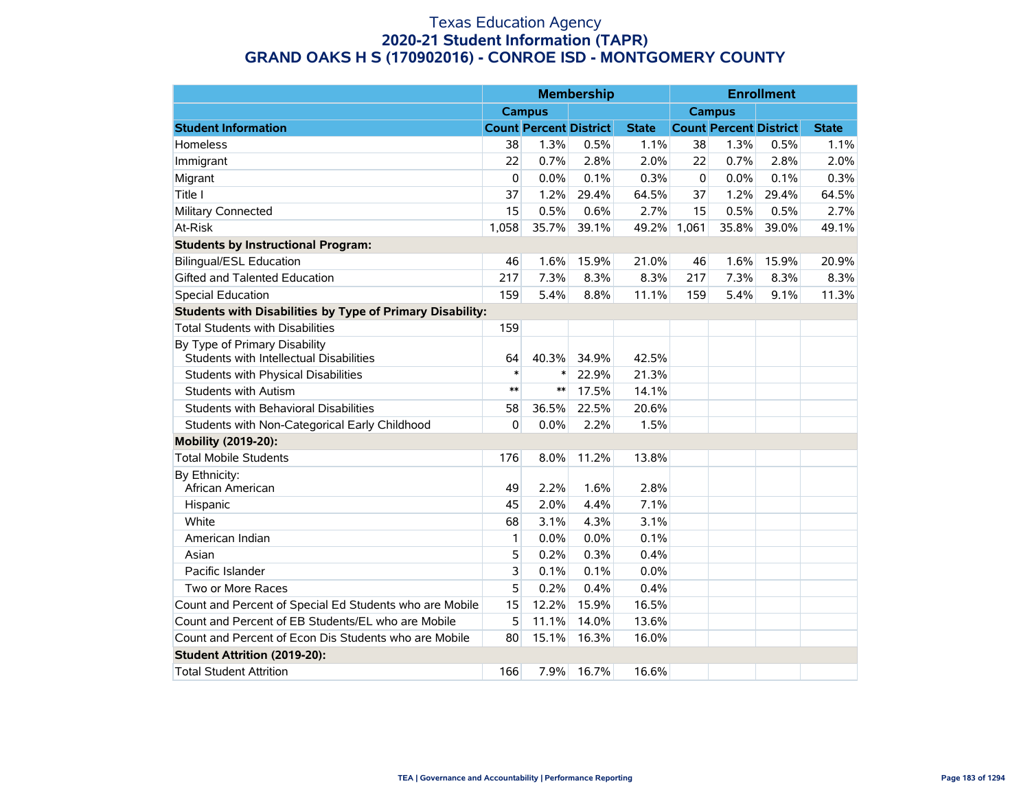# Texas Education Agency
## 2020-21 Student Information (TAPR)
## GRAND OAKS H S (170902016) - CONROE ISD - MONTGOMERY COUNTY

| | Membership | | | | Enrollment | | | |
|---|---|---|---|---|---|---|---|---|
| | Campus | | | | Campus | | | |
| **Student Information** | **Count** | **Percent** | **District** | **State** | **Count** | **Percent** | **District** | **State** |
| Homeless | 38 | 1.3% | 0.5% | 1.1% | 38 | 1.3% | 0.5% | 1.1% |
| Immigrant | 22 | 0.7% | 2.8% | 2.0% | 22 | 0.7% | 2.8% | 2.0% |
| Migrant | 0 | 0.0% | 0.1% | 0.3% | 0 | 0.0% | 0.1% | 0.3% |
| Title I | 37 | 1.2% | 29.4% | 64.5% | 37 | 1.2% | 29.4% | 64.5% |
| Military Connected | 15 | 0.5% | 0.6% | 2.7% | 15 | 0.5% | 0.5% | 2.7% |
| At-Risk | 1,058 | 35.7% | 39.1% | 49.2% | 1,061 | 35.8% | 39.0% | 49.1% |
| **Students by Instructional Program:** | | | | | | | | |
| Bilingual/ESL Education | 46 | 1.6% | 15.9% | 21.0% | 46 | 1.6% | 15.9% | 20.9% |
| Gifted and Talented Education | 217 | 7.3% | 8.3% | 8.3% | 217 | 7.3% | 8.3% | 8.3% |
| Special Education | 159 | 5.4% | 8.8% | 11.1% | 159 | 5.4% | 9.1% | 11.3% |
| **Students with Disabilities by Type of Primary Disability:** | | | | | | | | |
| Total Students with Disabilities | 159 | | | | | | | |
| By Type of Primary Disability | | | | | | | | |
| Students with Intellectual Disabilities | 64 | 40.3% | 34.9% | 42.5% | | | | |
| Students with Physical Disabilities | * | * | 22.9% | 21.3% | | | | |
| Students with Autism | ** | ** | 17.5% | 14.1% | | | | |
| Students with Behavioral Disabilities | 58 | 36.5% | 22.5% | 20.6% | | | | |
| Students with Non-Categorical Early Childhood | 0 | 0.0% | 2.2% | 1.5% | | | | |
| **Mobility (2019-20):** | | | | | | | | |
| Total Mobile Students | 176 | 8.0% | 11.2% | 13.8% | | | | |
| By Ethnicity: | | | | | | | | |
| African American | 49 | 2.2% | 1.6% | 2.8% | | | | |
| Hispanic | 45 | 2.0% | 4.4% | 7.1% | | | | |
| White | 68 | 3.1% | 4.3% | 3.1% | | | | |
| American Indian | 1 | 0.0% | 0.0% | 0.1% | | | | |
| Asian | 5 | 0.2% | 0.3% | 0.4% | | | | |
| Pacific Islander | 3 | 0.1% | 0.1% | 0.0% | | | | |
| Two or More Races | 5 | 0.2% | 0.4% | 0.4% | | | | |
| Count and Percent of Special Ed Students who are Mobile | 15 | 12.2% | 15.9% | 16.5% | | | | |
| Count and Percent of EB Students/EL who are Mobile | 5 | 11.1% | 14.0% | 13.6% | | | | |
| Count and Percent of Econ Dis Students who are Mobile | 80 | 15.1% | 16.3% | 16.0% | | | | |
| **Student Attrition (2019-20):** | | | | | | | | |
| Total Student Attrition | 166 | 7.9% | 16.7% | 16.6% | | | | |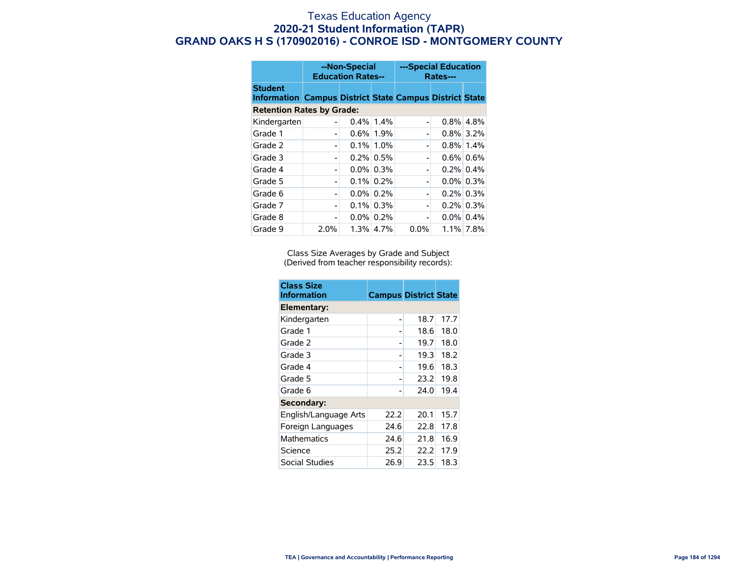# Texas Education Agency

## 2020-21 Student Information (TAPR)

## GRAND OAKS H S (170902016) - CONROE ISD - MONTGOMERY COUNTY

| | --Non-Special Education Rates-- | | | ---Special Education Rates--- | | |
|---|---|---|---|---|---|---|
| **Student Information** | **Campus** | **District** | **State** | **Campus** | **District** | **State** |
| **Retention Rates by Grade:** | | | | | | |
| Kindergarten | - | 0.4% | 1.4% | - | 0.8% | 4.8% |
| Grade 1 | - | 0.6% | 1.9% | - | 0.8% | 3.2% |
| Grade 2 | - | 0.1% | 1.0% | - | 0.8% | 1.4% |
| Grade 3 | - | 0.2% | 0.5% | - | 0.6% | 0.6% |
| Grade 4 | - | 0.0% | 0.3% | - | 0.2% | 0.4% |
| Grade 5 | - | 0.1% | 0.2% | - | 0.0% | 0.3% |
| Grade 6 | - | 0.0% | 0.2% | - | 0.2% | 0.3% |
| Grade 7 | - | 0.1% | 0.3% | - | 0.2% | 0.3% |
| Grade 8 | - | 0.0% | 0.2% | - | 0.0% | 0.4% |
| Grade 9 | 2.0% | 1.3% | 4.7% | 0.0% | 1.1% | 7.8% |

Class Size Averages by Grade and Subject
(Derived from teacher responsibility records):

| Class Size Information | Campus | District | State |
|---|---|---|---|
| **Elementary:** | | | |
| Kindergarten | - | 18.7 | 17.7 |
| Grade 1 | - | 18.6 | 18.0 |
| Grade 2 | - | 19.7 | 18.0 |
| Grade 3 | - | 19.3 | 18.2 |
| Grade 4 | - | 19.6 | 18.3 |
| Grade 5 | - | 23.2 | 19.8 |
| Grade 6 | - | 24.0 | 19.4 |
| **Secondary:** | | | |
| English/Language Arts | 22.2 | 20.1 | 15.7 |
| Foreign Languages | 24.6 | 22.8 | 17.8 |
| Mathematics | 24.6 | 21.8 | 16.9 |
| Science | 25.2 | 22.2 | 17.9 |
| Social Studies | 26.9 | 23.5 | 18.3 |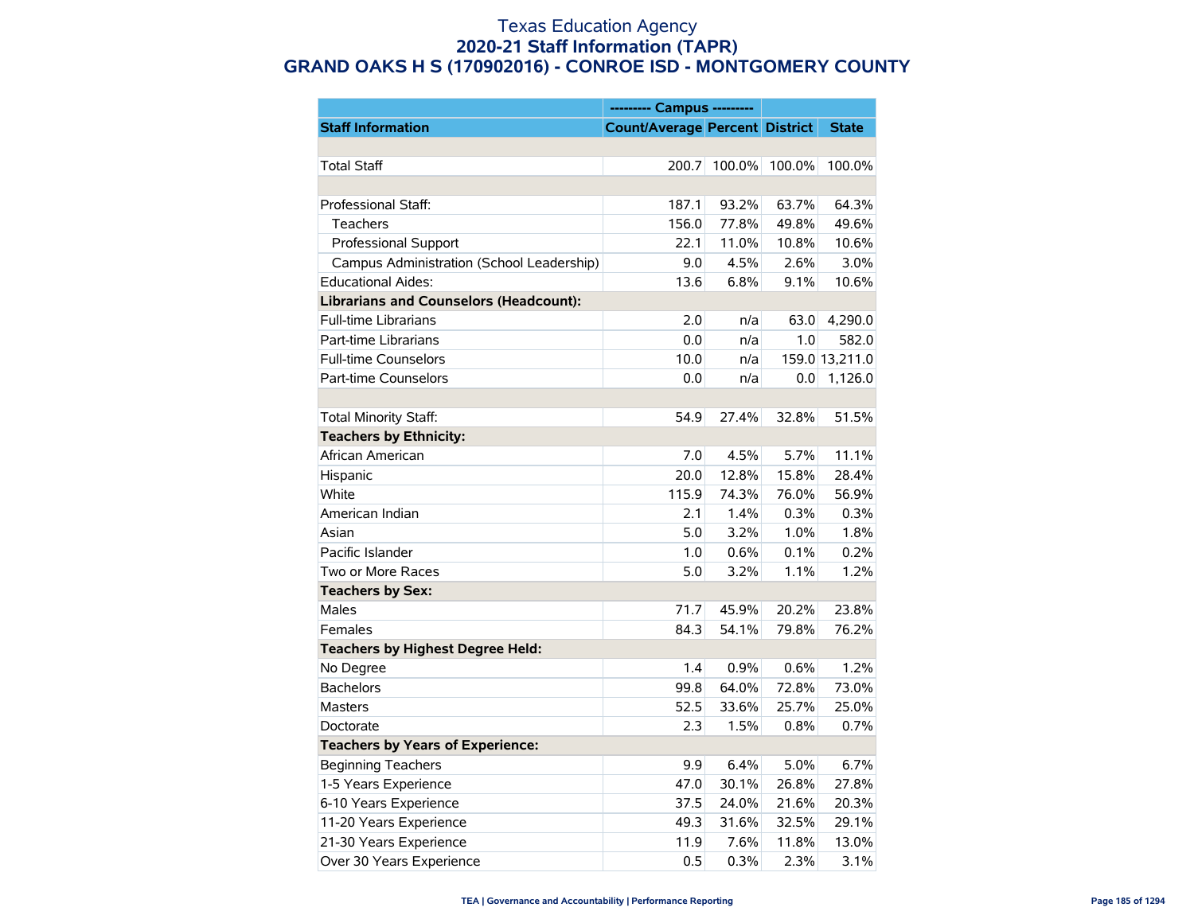# Texas Education Agency
## 2020-21 Staff Information (TAPR)
## GRAND OAKS H S (170902016) - CONROE ISD - MONTGOMERY COUNTY

| | --------- Campus --------- | | | |
|---|---|---|---|---|
| **Staff Information** | **Count/Average** | **Percent** | **District** | **State** |
| | | | | |
| Total Staff | 200.7 | 100.0% | 100.0% | 100.0% |
| | | | | |
| Professional Staff: | 187.1 | 93.2% | 63.7% | 64.3% |
| Teachers | 156.0 | 77.8% | 49.8% | 49.6% |
| Professional Support | 22.1 | 11.0% | 10.8% | 10.6% |
| Campus Administration (School Leadership) | 9.0 | 4.5% | 2.6% | 3.0% |
| Educational Aides: | 13.6 | 6.8% | 9.1% | 10.6% |
| **Librarians and Counselors (Headcount):** | | | | |
| Full-time Librarians | 2.0 | n/a | 63.0 | 4,290.0 |
| Part-time Librarians | 0.0 | n/a | 1.0 | 582.0 |
| Full-time Counselors | 10.0 | n/a | 159.0 | 13,211.0 |
| Part-time Counselors | 0.0 | n/a | 0.0 | 1,126.0 |
| | | | | |
| Total Minority Staff: | 54.9 | 27.4% | 32.8% | 51.5% |
| **Teachers by Ethnicity:** | | | | |
| African American | 7.0 | 4.5% | 5.7% | 11.1% |
| Hispanic | 20.0 | 12.8% | 15.8% | 28.4% |
| White | 115.9 | 74.3% | 76.0% | 56.9% |
| American Indian | 2.1 | 1.4% | 0.3% | 0.3% |
| Asian | 5.0 | 3.2% | 1.0% | 1.8% |
| Pacific Islander | 1.0 | 0.6% | 0.1% | 0.2% |
| Two or More Races | 5.0 | 3.2% | 1.1% | 1.2% |
| **Teachers by Sex:** | | | | |
| Males | 71.7 | 45.9% | 20.2% | 23.8% |
| Females | 84.3 | 54.1% | 79.8% | 76.2% |
| **Teachers by Highest Degree Held:** | | | | |
| No Degree | 1.4 | 0.9% | 0.6% | 1.2% |
| Bachelors | 99.8 | 64.0% | 72.8% | 73.0% |
| Masters | 52.5 | 33.6% | 25.7% | 25.0% |
| Doctorate | 2.3 | 1.5% | 0.8% | 0.7% |
| **Teachers by Years of Experience:** | | | | |
| Beginning Teachers | 9.9 | 6.4% | 5.0% | 6.7% |
| 1-5 Years Experience | 47.0 | 30.1% | 26.8% | 27.8% |
| 6-10 Years Experience | 37.5 | 24.0% | 21.6% | 20.3% |
| 11-20 Years Experience | 49.3 | 31.6% | 32.5% | 29.1% |
| 21-30 Years Experience | 11.9 | 7.6% | 11.8% | 13.0% |
| Over 30 Years Experience | 0.5 | 0.3% | 2.3% | 3.1% |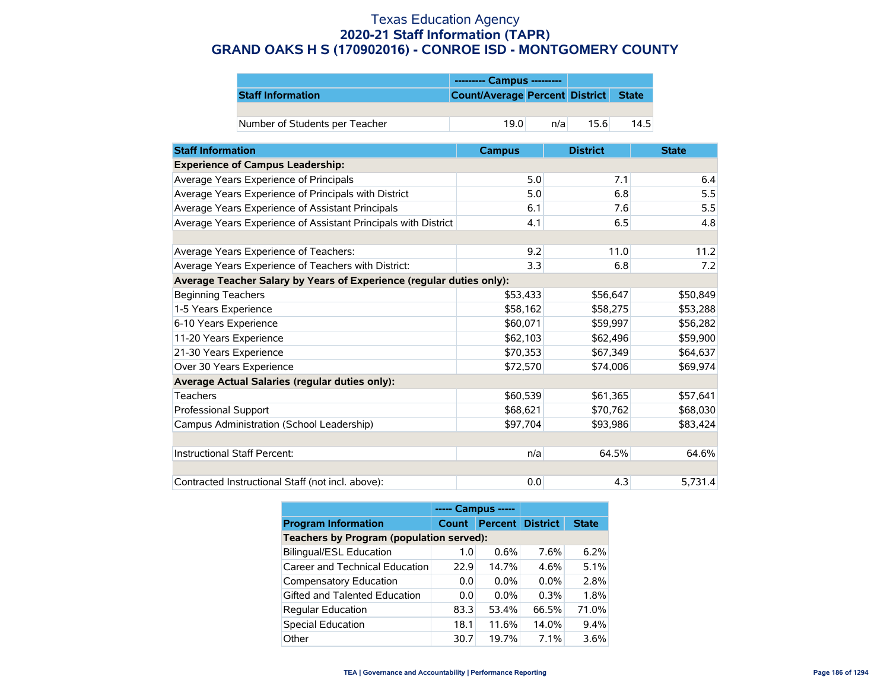# Texas Education Agency
## 2020-21 Staff Information (TAPR)
## GRAND OAKS H S (170902016) - CONROE ISD - MONTGOMERY COUNTY

| | --------- Campus --------- | | | |
|---|---|---|---|---|
| **Staff Information** | **Count/Average** | **Percent** | **District** | **State** |
| | | | | |
| Number of Students per Teacher | 19.0 | n/a | 15.6 | 14.5 |

| Staff Information | Campus | District | State |
|---|---|---|---|
| **Experience of Campus Leadership:** | | | |
| Average Years Experience of Principals | 5.0 | 7.1 | 6.4 |
| Average Years Experience of Principals with District | 5.0 | 6.8 | 5.5 |
| Average Years Experience of Assistant Principals | 6.1 | 7.6 | 5.5 |
| Average Years Experience of Assistant Principals with District | 4.1 | 6.5 | 4.8 |
| | | | |
| Average Years Experience of Teachers: | 9.2 | 11.0 | 11.2 |
| Average Years Experience of Teachers with District: | 3.3 | 6.8 | 7.2 |
| **Average Teacher Salary by Years of Experience (regular duties only):** | | | |
| Beginning Teachers | $53,433 | $56,647 | $50,849 |
| 1-5 Years Experience | $58,162 | $58,275 | $53,288 |
| 6-10 Years Experience | $60,071 | $59,997 | $56,282 |
| 11-20 Years Experience | $62,103 | $62,496 | $59,900 |
| 21-30 Years Experience | $70,353 | $67,349 | $64,637 |
| Over 30 Years Experience | $72,570 | $74,006 | $69,974 |
| **Average Actual Salaries (regular duties only):** | | | |
| Teachers | $60,539 | $61,365 | $57,641 |
| Professional Support | $68,621 | $70,762 | $68,030 |
| Campus Administration (School Leadership) | $97,704 | $93,986 | $83,424 |
| | | | |
| Instructional Staff Percent: | n/a | 64.5% | 64.6% |
| | | | |
| Contracted Instructional Staff (not incl. above): | 0.0 | 4.3 | 5,731.4 |

| | ----- Campus ----- | | | |
|---|---|---|---|---|
| **Program Information** | **Count** | **Percent** | **District** | **State** |
| **Teachers by Program (population served):** | | | | |
| Bilingual/ESL Education | 1.0 | 0.6% | 7.6% | 6.2% |
| Career and Technical Education | 22.9 | 14.7% | 4.6% | 5.1% |
| Compensatory Education | 0.0 | 0.0% | 0.0% | 2.8% |
| Gifted and Talented Education | 0.0 | 0.0% | 0.3% | 1.8% |
| Regular Education | 83.3 | 53.4% | 66.5% | 71.0% |
| Special Education | 18.1 | 11.6% | 14.0% | 9.4% |
| Other | 30.7 | 19.7% | 7.1% | 3.6% |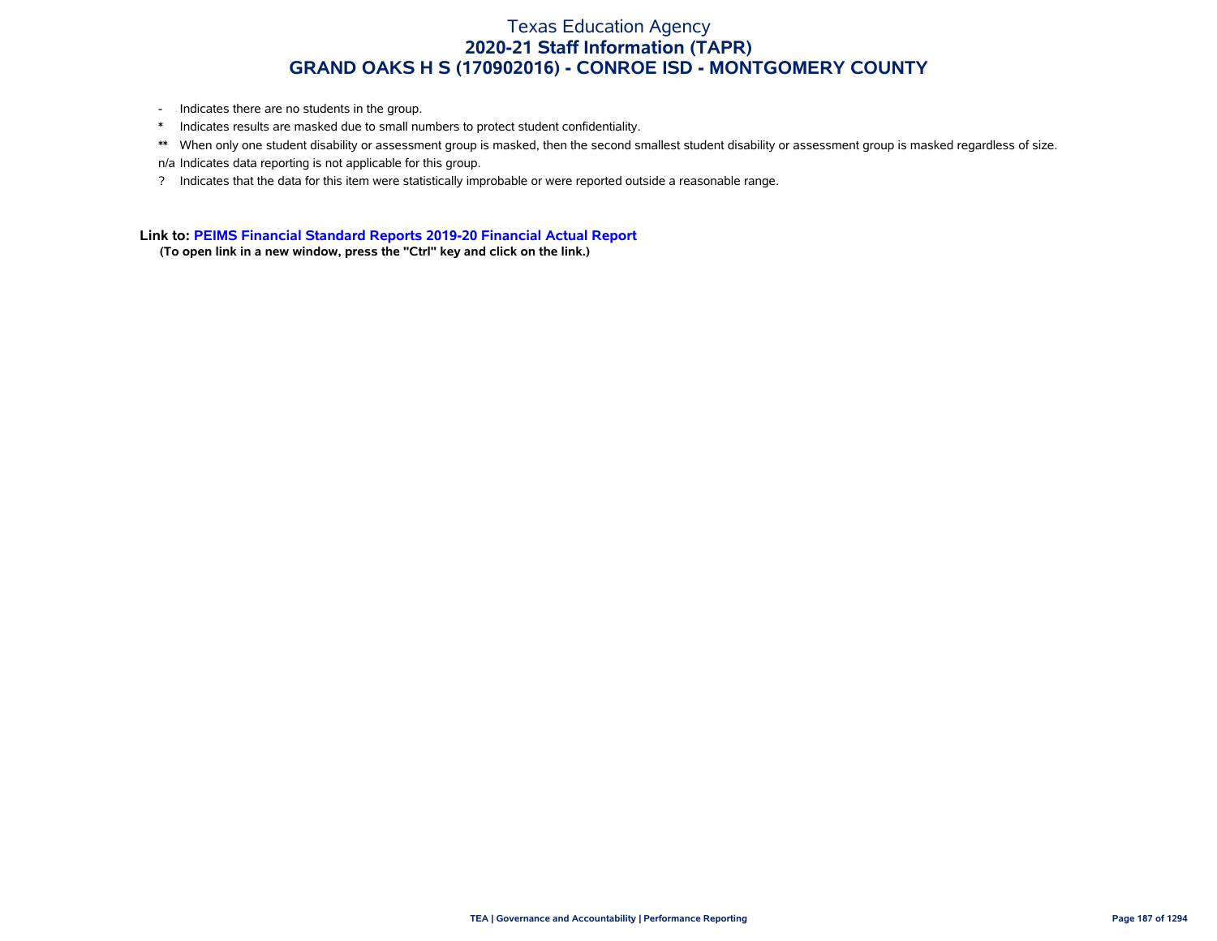# Texas Education Agency
## 2020-21 Staff Information (TAPR)
## GRAND OAKS H S (170902016) - CONROE ISD - MONTGOMERY COUNTY

- `-` Indicates there are no students in the group.
- `*` Indicates results are masked due to small numbers to protect student confidentiality.
- `**` When only one student disability or assessment group is masked, then the second smallest student disability or assessment group is masked regardless of size.
- n/a Indicates data reporting is not applicable for this group.
- ? Indicates that the data for this item were statistically improbable or were reported outside a reasonable range.

**Link to: PEIMS Financial Standard Reports 2019-20 Financial Actual Report**

**(To open link in a new window, press the "Ctrl" key and click on the link.)**